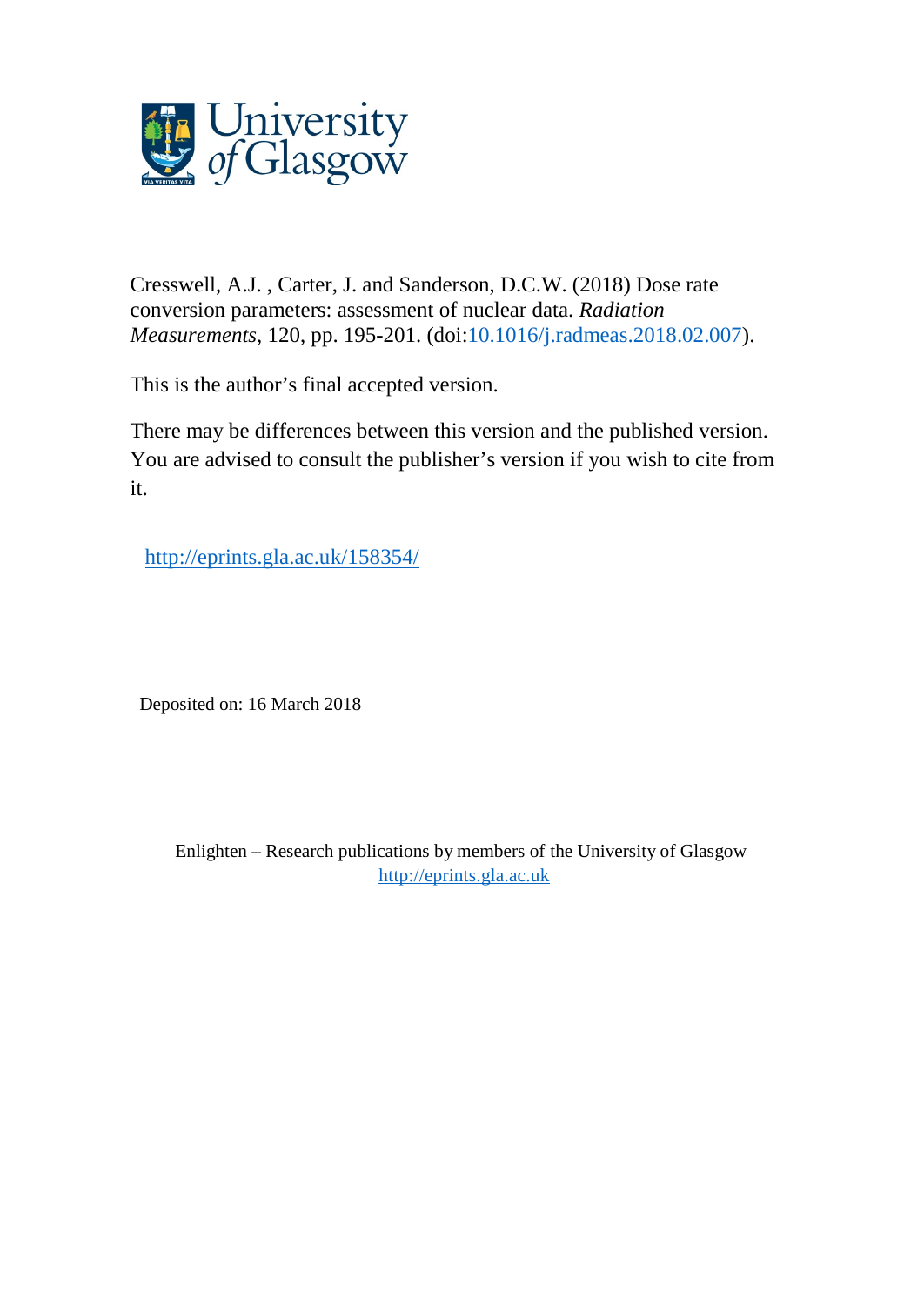University of Glasgow

Cresswell, A.J. , Carter, J. and Sanderson, D.C.W. (2018) Dose rate conversion parameters: assessment of nuclear data. *Radiation Measurements*, 120, pp. 195-201. (doi:10.1016/j.radmeas.2018.02.007).

This is the author's final accepted version.

There may be differences between this version and the published version. You are advised to consult the publisher's version if you wish to cite from it.

http://eprints.gla.ac.uk/158354/

Deposited on: 16 March 2018

Enlighten – Research publications by members of the University of Glasgow
http://eprints.gla.ac.uk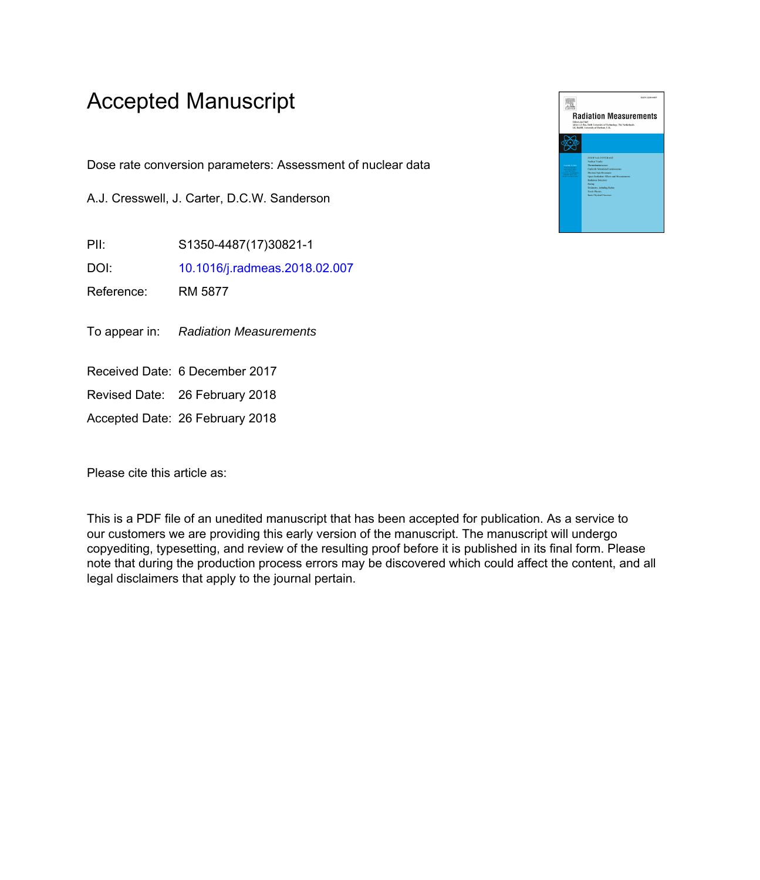# Accepted Manuscript

Dose rate conversion parameters: Assessment of nuclear data

A.J. Cresswell, J. Carter, D.C.W. Sanderson

| | |
|---|---|
| PII: | S1350-4487(17)30821-1 |
| DOI: | 10.1016/j.radmeas.2018.02.007 |
| Reference: | RM 5877 |

To appear in: *Radiation Measurements*

| | |
|---|---|
| Received Date: | 6 December 2017 |
| Revised Date: | 26 February 2018 |
| Accepted Date: | 26 February 2018 |

Please cite this article as:

This is a PDF file of an unedited manuscript that has been accepted for publication. As a service to our customers we are providing this early version of the manuscript. The manuscript will undergo copyediting, typesetting, and review of the resulting proof before it is published in its final form. Please note that during the production process errors may be discovered which could affect the content, and all legal disclaimers that apply to the journal pertain.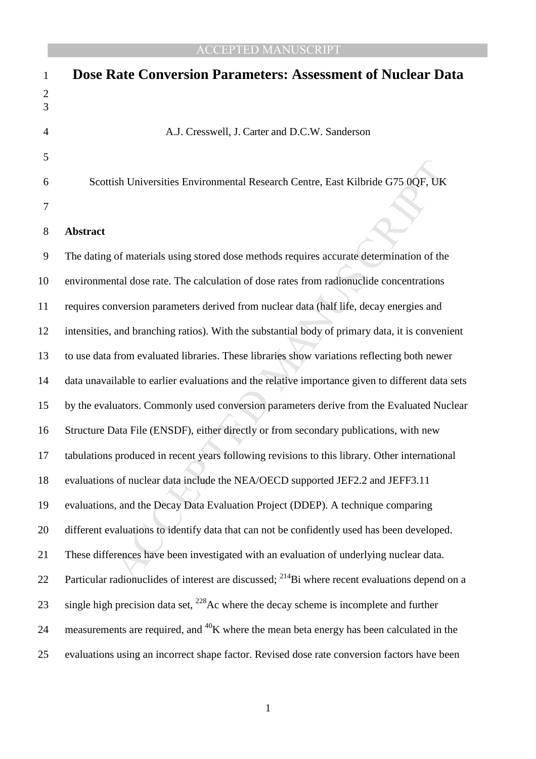# Dose Rate Conversion Parameters: Assessment of Nuclear Data

A.J. Cresswell, J. Carter and D.C.W. Sanderson

Scottish Universities Environmental Research Centre, East Kilbride G75 0QF, UK

**Abstract**

The dating of materials using stored dose methods requires accurate determination of the environmental dose rate. The calculation of dose rates from radionuclide concentrations requires conversion parameters derived from nuclear data (half life, decay energies and intensities, and branching ratios). With the substantial body of primary data, it is convenient to use data from evaluated libraries. These libraries show variations reflecting both newer data unavailable to earlier evaluations and the relative importance given to different data sets by the evaluators. Commonly used conversion parameters derive from the Evaluated Nuclear Structure Data File (ENSDF), either directly or from secondary publications, with new tabulations produced in recent years following revisions to this library. Other international evaluations of nuclear data include the NEA/OECD supported JEF2.2 and JEFF3.11 evaluations, and the Decay Data Evaluation Project (DDEP). A technique comparing different evaluations to identify data that can not be confidently used has been developed. These differences have been investigated with an evaluation of underlying nuclear data. Particular radionuclides of interest are discussed; $^{214}$Bi where recent evaluations depend on a single high precision data set, $^{228}$Ac where the decay scheme is incomplete and further measurements are required, and $^{40}$K where the mean beta energy has been calculated in the evaluations using an incorrect shape factor. Revised dose rate conversion factors have been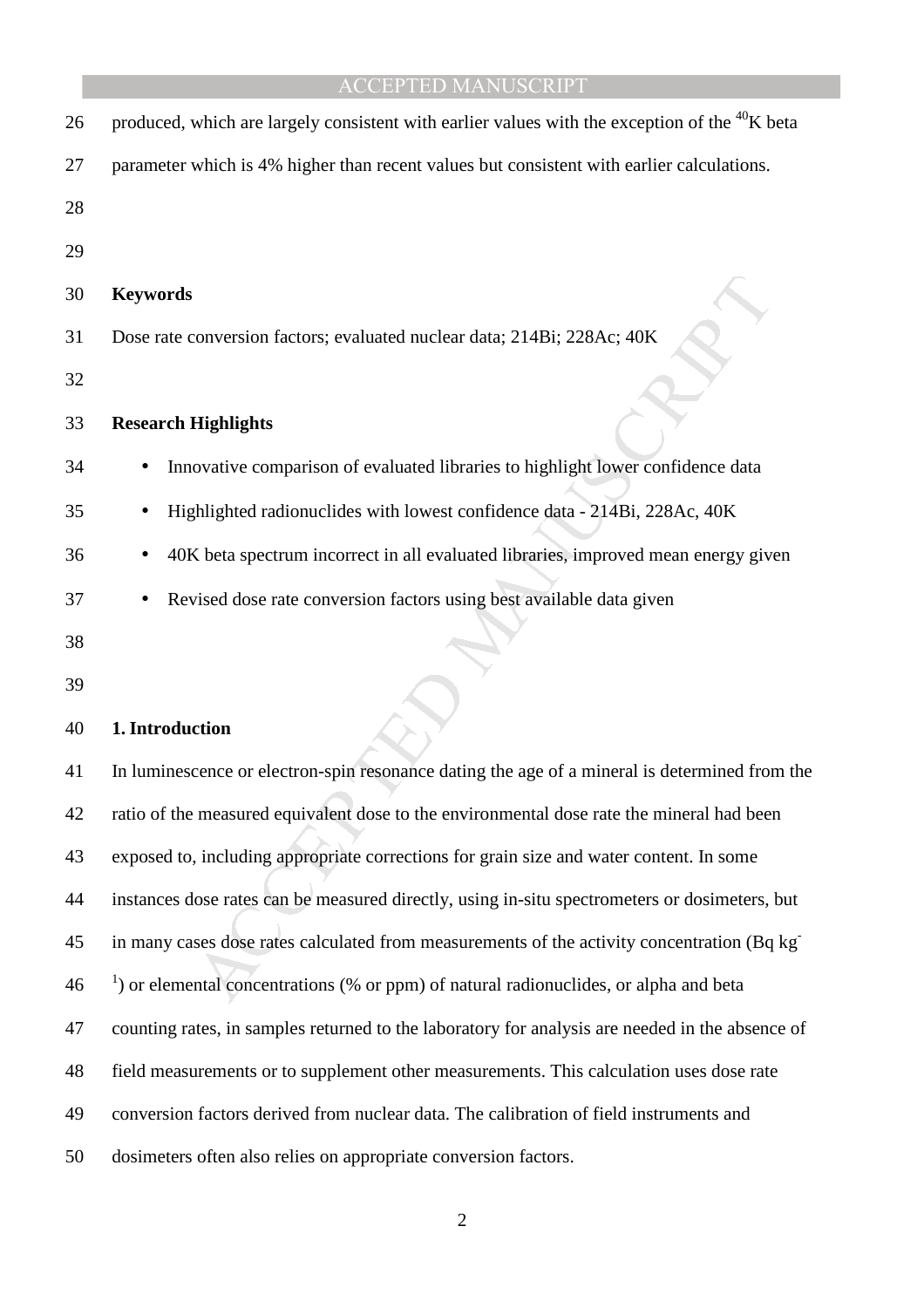produced, which are largely consistent with earlier values with the exception of the $^{40}$K beta parameter which is 4% higher than recent values but consistent with earlier calculations.

**Keywords**

Dose rate conversion factors; evaluated nuclear data; 214Bi; 228Ac; 40K

**Research Highlights**

- Innovative comparison of evaluated libraries to highlight lower confidence data
- Highlighted radionuclides with lowest confidence data - 214Bi, 228Ac, 40K
- 40K beta spectrum incorrect in all evaluated libraries, improved mean energy given
- Revised dose rate conversion factors using best available data given

## 1. Introduction

In luminescence or electron-spin resonance dating the age of a mineral is determined from the ratio of the measured equivalent dose to the environmental dose rate the mineral had been exposed to, including appropriate corrections for grain size and water content. In some instances dose rates can be measured directly, using in-situ spectrometers or dosimeters, but in many cases dose rates calculated from measurements of the activity concentration (Bq kg$^{-1}$) or elemental concentrations (% or ppm) of natural radionuclides, or alpha and beta counting rates, in samples returned to the laboratory for analysis are needed in the absence of field measurements or to supplement other measurements. This calculation uses dose rate conversion factors derived from nuclear data. The calibration of field instruments and dosimeters often also relies on appropriate conversion factors.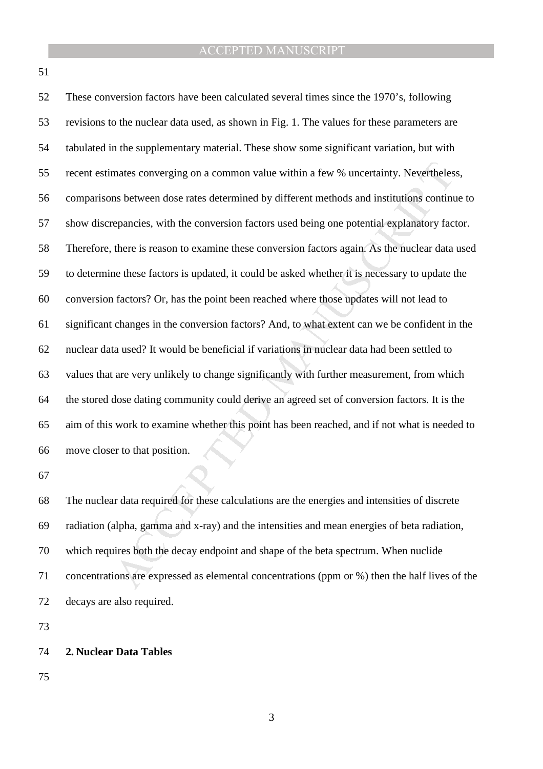These conversion factors have been calculated several times since the 1970's, following revisions to the nuclear data used, as shown in Fig. 1. The values for these parameters are tabulated in the supplementary material. These show some significant variation, but with recent estimates converging on a common value within a few % uncertainty. Nevertheless, comparisons between dose rates determined by different methods and institutions continue to show discrepancies, with the conversion factors used being one potential explanatory factor. Therefore, there is reason to examine these conversion factors again. As the nuclear data used to determine these factors is updated, it could be asked whether it is necessary to update the conversion factors? Or, has the point been reached where those updates will not lead to significant changes in the conversion factors? And, to what extent can we be confident in the nuclear data used? It would be beneficial if variations in nuclear data had been settled to values that are very unlikely to change significantly with further measurement, from which the stored dose dating community could derive an agreed set of conversion factors. It is the aim of this work to examine whether this point has been reached, and if not what is needed to move closer to that position.

The nuclear data required for these calculations are the energies and intensities of discrete radiation (alpha, gamma and x-ray) and the intensities and mean energies of beta radiation, which requires both the decay endpoint and shape of the beta spectrum. When nuclide concentrations are expressed as elemental concentrations (ppm or %) then the half lives of the decays are also required.

## 2. Nuclear Data Tables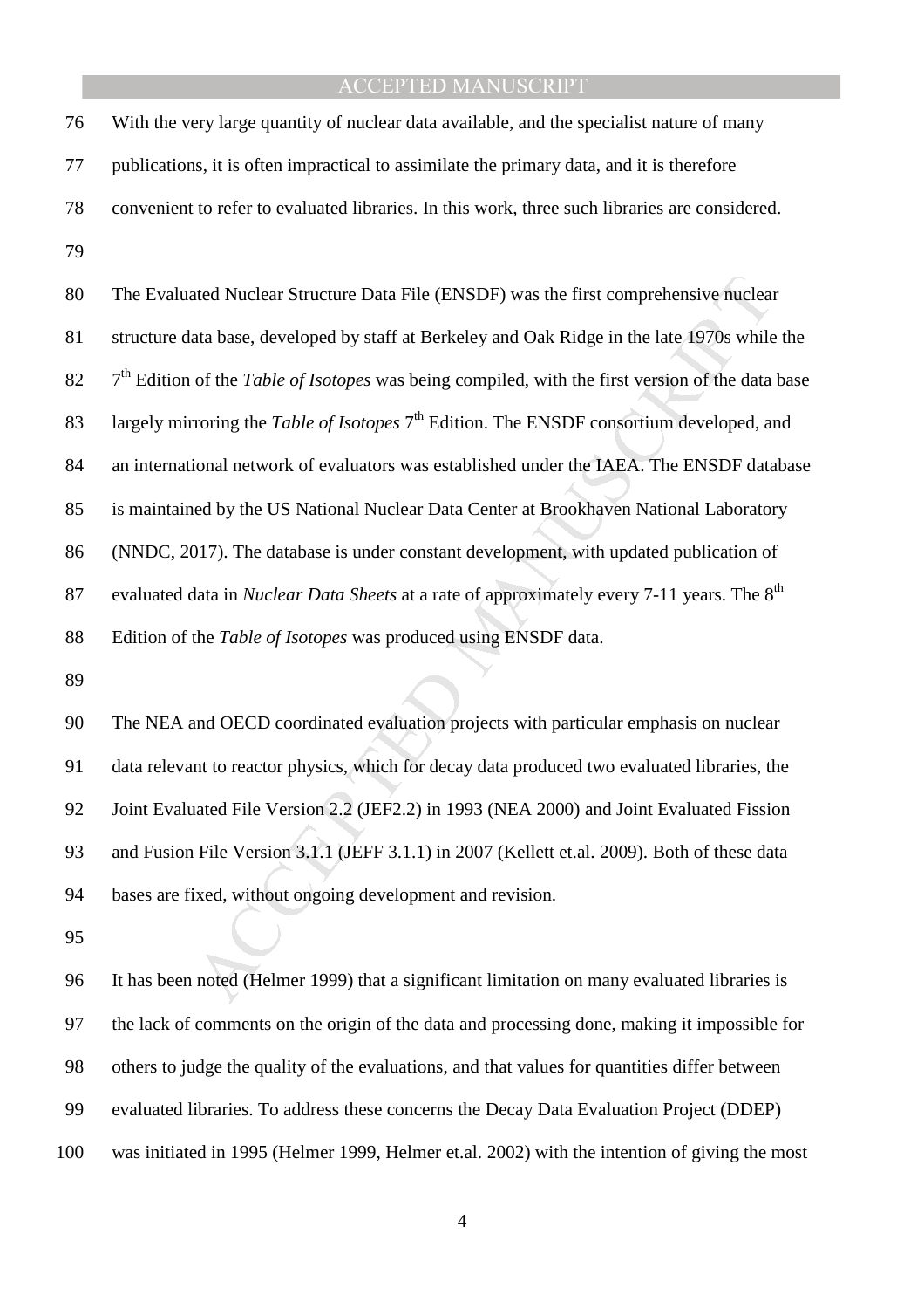With the very large quantity of nuclear data available, and the specialist nature of many publications, it is often impractical to assimilate the primary data, and it is therefore convenient to refer to evaluated libraries. In this work, three such libraries are considered.

The Evaluated Nuclear Structure Data File (ENSDF) was the first comprehensive nuclear structure data base, developed by staff at Berkeley and Oak Ridge in the late 1970s while the 7th Edition of the *Table of Isotopes* was being compiled, with the first version of the data base largely mirroring the *Table of Isotopes* 7th Edition. The ENSDF consortium developed, and an international network of evaluators was established under the IAEA. The ENSDF database is maintained by the US National Nuclear Data Center at Brookhaven National Laboratory (NNDC, 2017). The database is under constant development, with updated publication of evaluated data in *Nuclear Data Sheets* at a rate of approximately every 7-11 years. The 8th Edition of the *Table of Isotopes* was produced using ENSDF data.

The NEA and OECD coordinated evaluation projects with particular emphasis on nuclear data relevant to reactor physics, which for decay data produced two evaluated libraries, the Joint Evaluated File Version 2.2 (JEF2.2) in 1993 (NEA 2000) and Joint Evaluated Fission and Fusion File Version 3.1.1 (JEFF 3.1.1) in 2007 (Kellett et.al. 2009). Both of these data bases are fixed, without ongoing development and revision.

It has been noted (Helmer 1999) that a significant limitation on many evaluated libraries is the lack of comments on the origin of the data and processing done, making it impossible for others to judge the quality of the evaluations, and that values for quantities differ between evaluated libraries. To address these concerns the Decay Data Evaluation Project (DDEP) was initiated in 1995 (Helmer 1999, Helmer et.al. 2002) with the intention of giving the most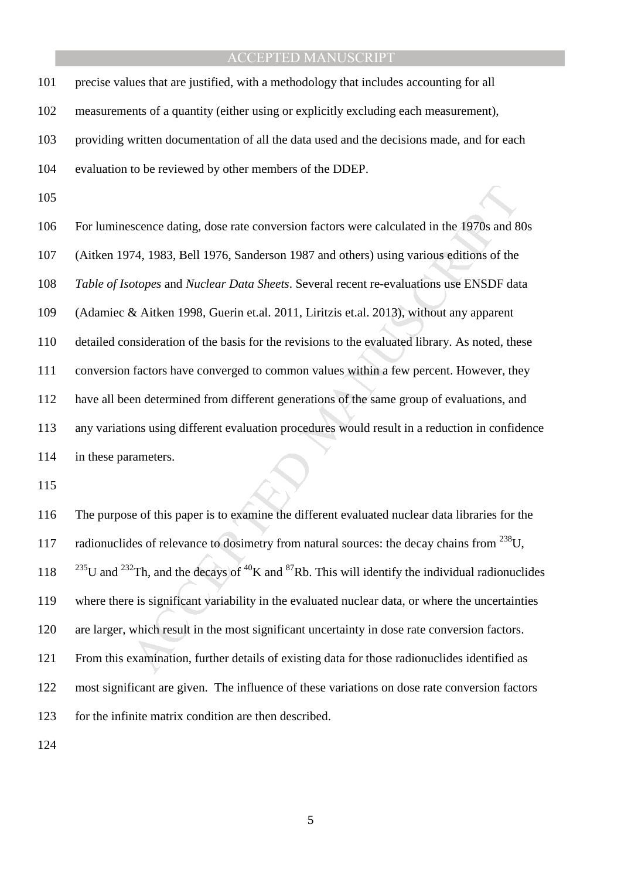precise values that are justified, with a methodology that includes accounting for all measurements of a quantity (either using or explicitly excluding each measurement), providing written documentation of all the data used and the decisions made, and for each evaluation to be reviewed by other members of the DDEP.

For luminescence dating, dose rate conversion factors were calculated in the 1970s and 80s (Aitken 1974, 1983, Bell 1976, Sanderson 1987 and others) using various editions of the *Table of Isotopes* and *Nuclear Data Sheets*. Several recent re-evaluations use ENSDF data (Adamiec & Aitken 1998, Guerin et.al. 2011, Liritzis et.al. 2013), without any apparent detailed consideration of the basis for the revisions to the evaluated library. As noted, these conversion factors have converged to common values within a few percent. However, they have all been determined from different generations of the same group of evaluations, and any variations using different evaluation procedures would result in a reduction in confidence in these parameters.

The purpose of this paper is to examine the different evaluated nuclear data libraries for the radionuclides of relevance to dosimetry from natural sources: the decay chains from $^{238}U$, $^{235}U$ and $^{232}Th$, and the decays of $^{40}K$ and $^{87}Rb$. This will identify the individual radionuclides where there is significant variability in the evaluated nuclear data, or where the uncertainties are larger, which result in the most significant uncertainty in dose rate conversion factors. From this examination, further details of existing data for those radionuclides identified as most significant are given. The influence of these variations on dose rate conversion factors for the infinite matrix condition are then described.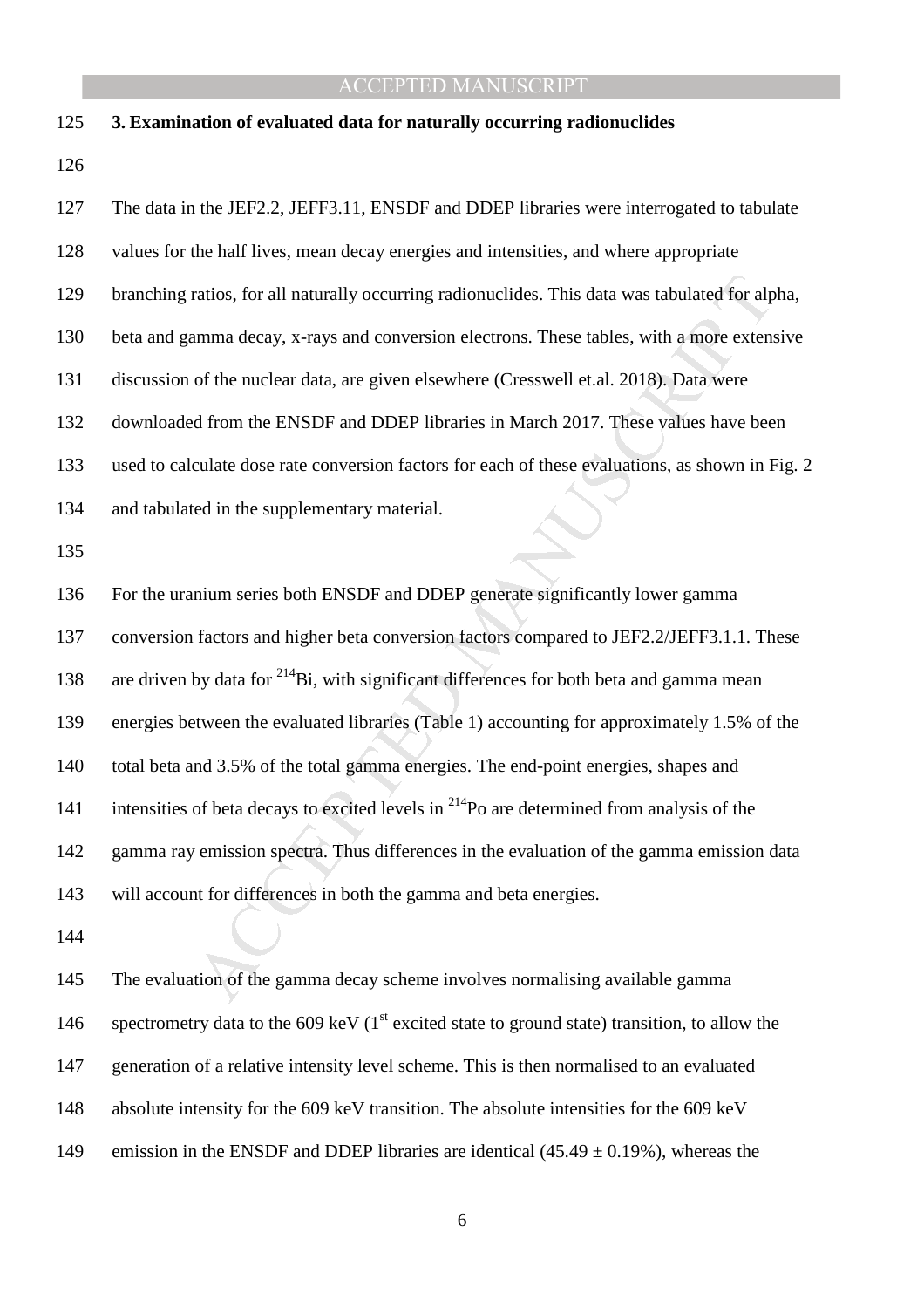### 3. Examination of evaluated data for naturally occurring radionuclides

The data in the JEF2.2, JEFF3.11, ENSDF and DDEP libraries were interrogated to tabulate values for the half lives, mean decay energies and intensities, and where appropriate branching ratios, for all naturally occurring radionuclides. This data was tabulated for alpha, beta and gamma decay, x-rays and conversion electrons. These tables, with a more extensive discussion of the nuclear data, are given elsewhere (Cresswell et.al. 2018). Data were downloaded from the ENSDF and DDEP libraries in March 2017. These values have been used to calculate dose rate conversion factors for each of these evaluations, as shown in Fig. 2 and tabulated in the supplementary material.

For the uranium series both ENSDF and DDEP generate significantly lower gamma conversion factors and higher beta conversion factors compared to JEF2.2/JEFF3.1.1. These are driven by data for $^{214}$Bi, with significant differences for both beta and gamma mean energies between the evaluated libraries (Table 1) accounting for approximately 1.5% of the total beta and 3.5% of the total gamma energies. The end-point energies, shapes and intensities of beta decays to excited levels in $^{214}$Po are determined from analysis of the gamma ray emission spectra. Thus differences in the evaluation of the gamma emission data will account for differences in both the gamma and beta energies.

The evaluation of the gamma decay scheme involves normalising available gamma spectrometry data to the 609 keV (1$^{st}$ excited state to ground state) transition, to allow the generation of a relative intensity level scheme. This is then normalised to an evaluated absolute intensity for the 609 keV transition. The absolute intensities for the 609 keV emission in the ENSDF and DDEP libraries are identical ($45.49 \pm 0.19\%$), whereas the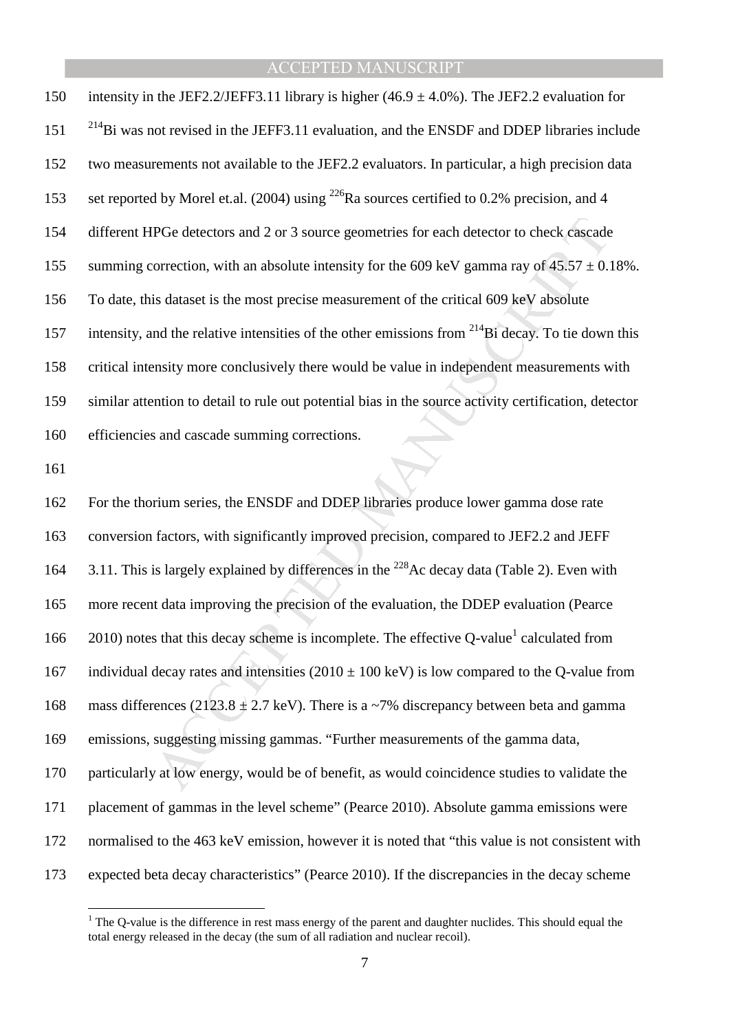intensity in the JEF2.2/JEFF3.11 library is higher (46.9 ± 4.0%). The JEF2.2 evaluation for $^{214}$Bi was not revised in the JEFF3.11 evaluation, and the ENSDF and DDEP libraries include two measurements not available to the JEF2.2 evaluators. In particular, a high precision data set reported by Morel et.al. (2004) using $^{226}$Ra sources certified to 0.2% precision, and 4 different HPGe detectors and 2 or 3 source geometries for each detector to check cascade summing correction, with an absolute intensity for the 609 keV gamma ray of 45.57 ± 0.18%. To date, this dataset is the most precise measurement of the critical 609 keV absolute intensity, and the relative intensities of the other emissions from $^{214}$Bi decay. To tie down this critical intensity more conclusively there would be value in independent measurements with similar attention to detail to rule out potential bias in the source activity certification, detector efficiencies and cascade summing corrections.

For the thorium series, the ENSDF and DDEP libraries produce lower gamma dose rate conversion factors, with significantly improved precision, compared to JEF2.2 and JEFF 3.11. This is largely explained by differences in the $^{228}$Ac decay data (Table 2). Even with more recent data improving the precision of the evaluation, the DDEP evaluation (Pearce 2010) notes that this decay scheme is incomplete. The effective Q-value[1] calculated from individual decay rates and intensities (2010 ± 100 keV) is low compared to the Q-value from mass differences (2123.8 ± 2.7 keV). There is a ~7% discrepancy between beta and gamma emissions, suggesting missing gammas. "Further measurements of the gamma data, particularly at low energy, would be of benefit, as would coincidence studies to validate the placement of gammas in the level scheme" (Pearce 2010). Absolute gamma emissions were normalised to the 463 keV emission, however it is noted that "this value is not consistent with expected beta decay characteristics" (Pearce 2010). If the discrepancies in the decay scheme

[1] The Q-value is the difference in rest mass energy of the parent and daughter nuclides. This should equal the total energy released in the decay (the sum of all radiation and nuclear recoil).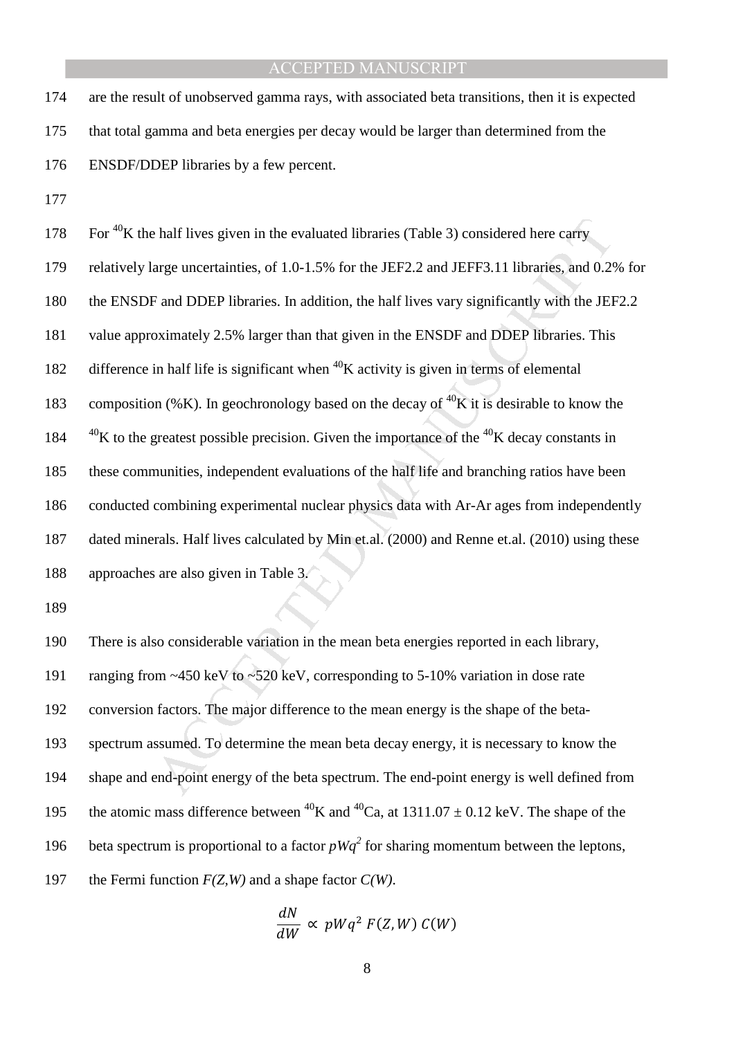are the result of unobserved gamma rays, with associated beta transitions, then it is expected that total gamma and beta energies per decay would be larger than determined from the ENSDF/DDEP libraries by a few percent.

For $^{40}K$ the half lives given in the evaluated libraries (Table 3) considered here carry relatively large uncertainties, of 1.0-1.5% for the JEF2.2 and JEFF3.11 libraries, and 0.2% for the ENSDF and DDEP libraries. In addition, the half lives vary significantly with the JEF2.2 value approximately 2.5% larger than that given in the ENSDF and DDEP libraries. This difference in half life is significant when $^{40}K$ activity is given in terms of elemental composition (%K). In geochronology based on the decay of $^{40}K$ it is desirable to know the $^{40}K$ to the greatest possible precision. Given the importance of the $^{40}K$ decay constants in these communities, independent evaluations of the half life and branching ratios have been conducted combining experimental nuclear physics data with Ar-Ar ages from independently dated minerals. Half lives calculated by Min et.al. (2000) and Renne et.al. (2010) using these approaches are also given in Table 3.

There is also considerable variation in the mean beta energies reported in each library, ranging from ~450 keV to ~520 keV, corresponding to 5-10% variation in dose rate conversion factors. The major difference to the mean energy is the shape of the beta-spectrum assumed. To determine the mean beta decay energy, it is necessary to know the shape and end-point energy of the beta spectrum. The end-point energy is well defined from the atomic mass difference between $^{40}K$ and $^{40}Ca$, at 1311.07 ± 0.12 keV. The shape of the beta spectrum is proportional to a factor $pWq^2$ for sharing momentum between the leptons, the Fermi function $F(Z,W)$ and a shape factor $C(W)$.

$$\frac{dN}{dW} \propto pWq^2 \, F(Z,W) \, C(W)$$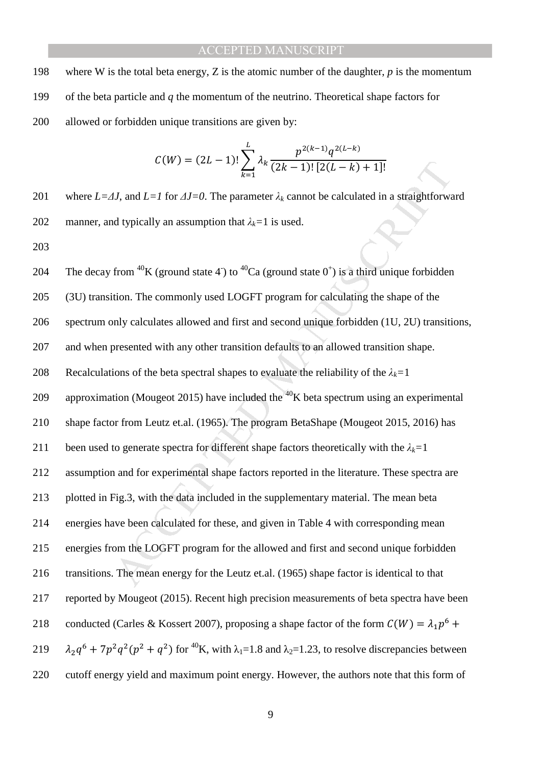where W is the total beta energy, Z is the atomic number of the daughter, $p$ is the momentum of the beta particle and $q$ the momentum of the neutrino. Theoretical shape factors for allowed or forbidden unique transitions are given by:

$$C(W) = (2L-1)! \sum_{k=1}^{L} \lambda_k \frac{p^{2(k-1)} q^{2(L-k)}}{(2k-1)!\,[2(L-k)+1]!}$$

where $L=\Delta J$, and $L=1$ for $\Delta J=0$. The parameter $\lambda_k$ cannot be calculated in a straightforward manner, and typically an assumption that $\lambda_k=1$ is used.

The decay from $^{40}$K (ground state $4^-$) to $^{40}$Ca (ground state $0^+$) is a third unique forbidden (3U) transition. The commonly used LOGFT program for calculating the shape of the spectrum only calculates allowed and first and second unique forbidden (1U, 2U) transitions, and when presented with any other transition defaults to an allowed transition shape. Recalculations of the beta spectral shapes to evaluate the reliability of the $\lambda_k=1$ approximation (Mougeot 2015) have included the $^{40}$K beta spectrum using an experimental shape factor from Leutz et.al. (1965). The program BetaShape (Mougeot 2015, 2016) has been used to generate spectra for different shape factors theoretically with the $\lambda_k=1$ assumption and for experimental shape factors reported in the literature. These spectra are plotted in Fig.3, with the data included in the supplementary material. The mean beta energies have been calculated for these, and given in Table 4 with corresponding mean energies from the LOGFT program for the allowed and first and second unique forbidden transitions. The mean energy for the Leutz et.al. (1965) shape factor is identical to that reported by Mougeot (2015). Recent high precision measurements of beta spectra have been conducted (Carles & Kossert 2007), proposing a shape factor of the form $C(W) = \lambda_1 p^6 + \lambda_2 q^6 + 7p^2q^2(p^2+q^2)$ for $^{40}$K, with $\lambda_1=1.8$ and $\lambda_2=1.23$, to resolve discrepancies between cutoff energy yield and maximum point energy. However, the authors note that this form of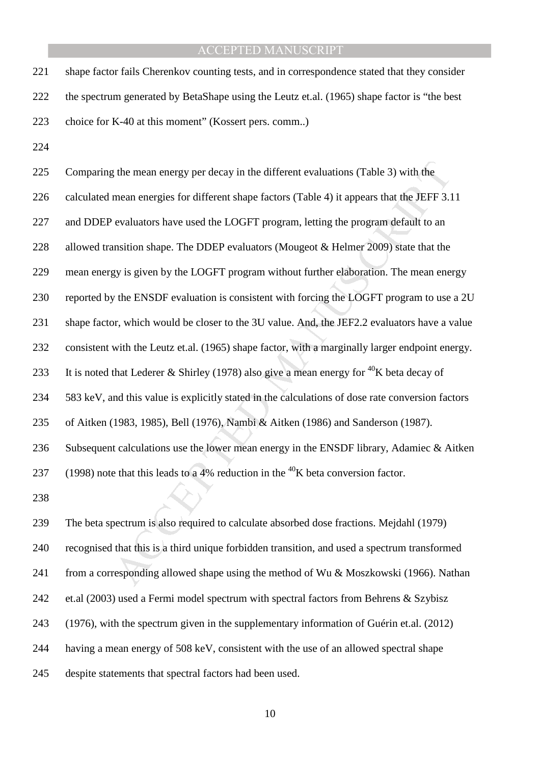shape factor fails Cherenkov counting tests, and in correspondence stated that they consider the spectrum generated by BetaShape using the Leutz et.al. (1965) shape factor is "the best choice for K-40 at this moment" (Kossert pers. comm..)

Comparing the mean energy per decay in the different evaluations (Table 3) with the calculated mean energies for different shape factors (Table 4) it appears that the JEFF 3.11 and DDEP evaluators have used the LOGFT program, letting the program default to an allowed transition shape. The DDEP evaluators (Mougeot & Helmer 2009) state that the mean energy is given by the LOGFT program without further elaboration. The mean energy reported by the ENSDF evaluation is consistent with forcing the LOGFT program to use a 2U shape factor, which would be closer to the 3U value. And, the JEF2.2 evaluators have a value consistent with the Leutz et.al. (1965) shape factor, with a marginally larger endpoint energy. It is noted that Lederer & Shirley (1978) also give a mean energy for $^{40}$K beta decay of 583 keV, and this value is explicitly stated in the calculations of dose rate conversion factors of Aitken (1983, 1985), Bell (1976), Nambi & Aitken (1986) and Sanderson (1987). Subsequent calculations use the lower mean energy in the ENSDF library, Adamiec & Aitken (1998) note that this leads to a 4% reduction in the $^{40}$K beta conversion factor.

The beta spectrum is also required to calculate absorbed dose fractions. Mejdahl (1979) recognised that this is a third unique forbidden transition, and used a spectrum transformed from a corresponding allowed shape using the method of Wu & Moszkowski (1966). Nathan et.al (2003) used a Fermi model spectrum with spectral factors from Behrens & Szybisz (1976), with the spectrum given in the supplementary information of Guérin et.al. (2012) having a mean energy of 508 keV, consistent with the use of an allowed spectral shape despite statements that spectral factors had been used.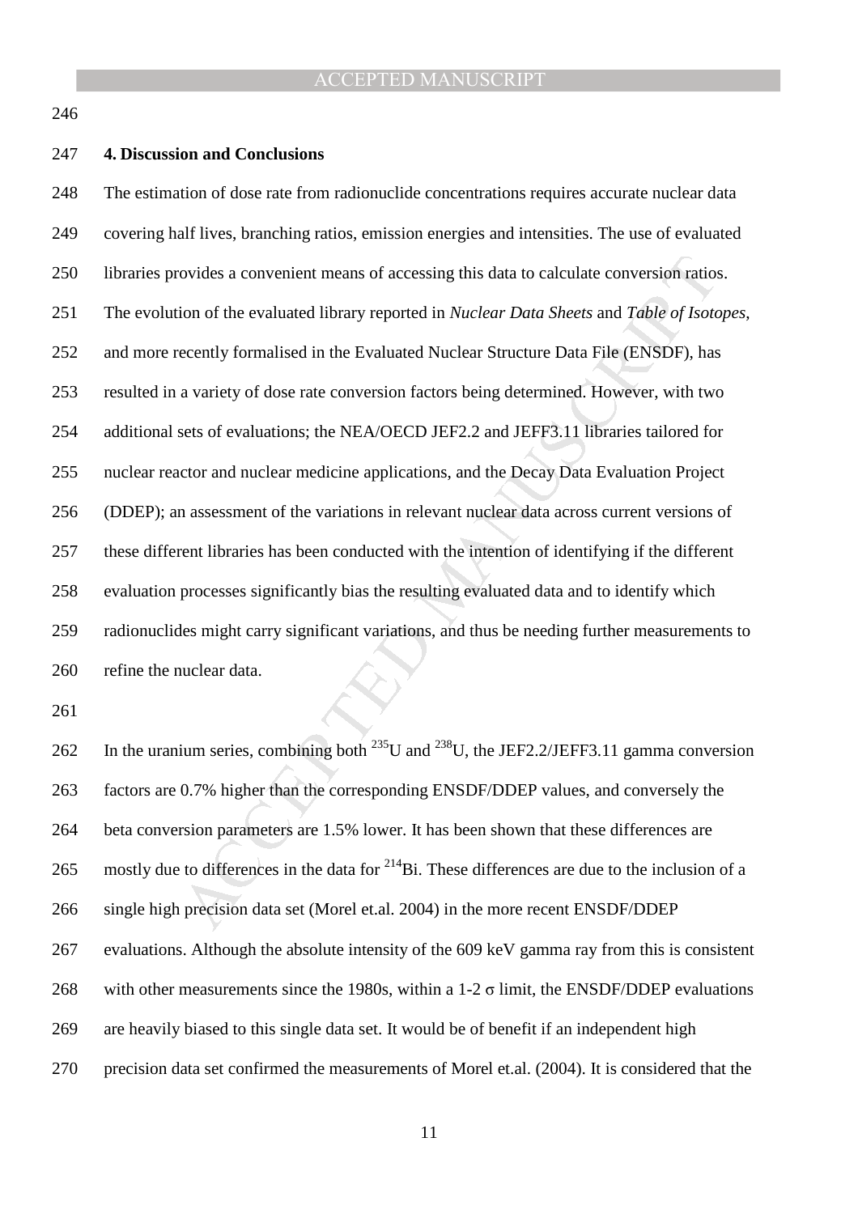## 4. Discussion and Conclusions

The estimation of dose rate from radionuclide concentrations requires accurate nuclear data covering half lives, branching ratios, emission energies and intensities. The use of evaluated libraries provides a convenient means of accessing this data to calculate conversion ratios. The evolution of the evaluated library reported in *Nuclear Data Sheets* and *Table of Isotopes*, and more recently formalised in the Evaluated Nuclear Structure Data File (ENSDF), has resulted in a variety of dose rate conversion factors being determined. However, with two additional sets of evaluations; the NEA/OECD JEF2.2 and JEFF3.11 libraries tailored for nuclear reactor and nuclear medicine applications, and the Decay Data Evaluation Project (DDEP); an assessment of the variations in relevant nuclear data across current versions of these different libraries has been conducted with the intention of identifying if the different evaluation processes significantly bias the resulting evaluated data and to identify which radionuclides might carry significant variations, and thus be needing further measurements to refine the nuclear data.

In the uranium series, combining both $^{235}$U and $^{238}$U, the JEF2.2/JEFF3.11 gamma conversion factors are 0.7% higher than the corresponding ENSDF/DDEP values, and conversely the beta conversion parameters are 1.5% lower. It has been shown that these differences are mostly due to differences in the data for $^{214}$Bi. These differences are due to the inclusion of a single high precision data set (Morel et.al. 2004) in the more recent ENSDF/DDEP evaluations. Although the absolute intensity of the 609 keV gamma ray from this is consistent with other measurements since the 1980s, within a 1-2 $\sigma$ limit, the ENSDF/DDEP evaluations are heavily biased to this single data set. It would be of benefit if an independent high precision data set confirmed the measurements of Morel et.al. (2004). It is considered that the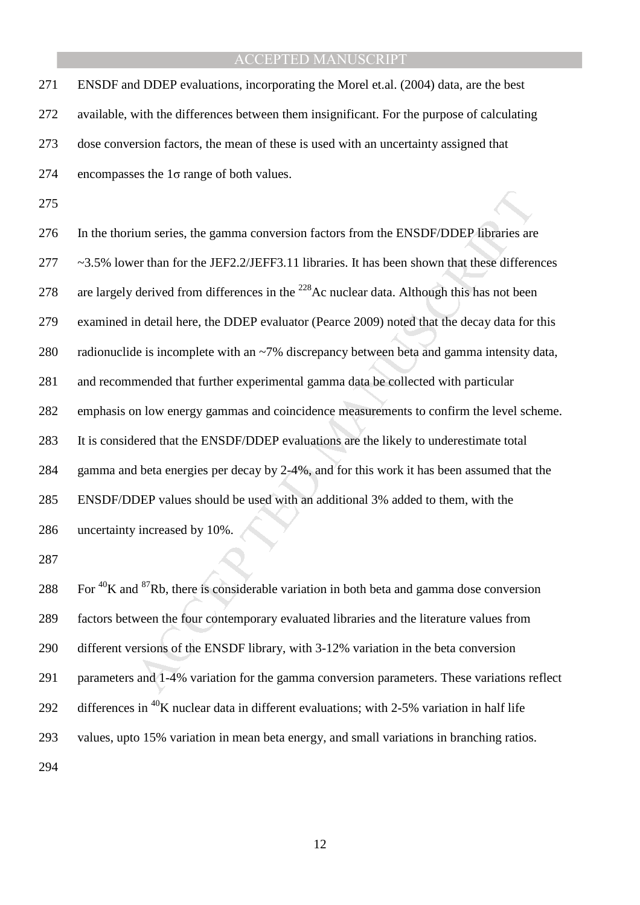ENSDF and DDEP evaluations, incorporating the Morel et.al. (2004) data, are the best available, with the differences between them insignificant. For the purpose of calculating dose conversion factors, the mean of these is used with an uncertainty assigned that encompasses the 1σ range of both values.

In the thorium series, the gamma conversion factors from the ENSDF/DDEP libraries are ~3.5% lower than for the JEF2.2/JEFF3.11 libraries. It has been shown that these differences are largely derived from differences in the $^{228}$Ac nuclear data. Although this has not been examined in detail here, the DDEP evaluator (Pearce 2009) noted that the decay data for this radionuclide is incomplete with an ~7% discrepancy between beta and gamma intensity data, and recommended that further experimental gamma data be collected with particular emphasis on low energy gammas and coincidence measurements to confirm the level scheme. It is considered that the ENSDF/DDEP evaluations are the likely to underestimate total gamma and beta energies per decay by 2-4%, and for this work it has been assumed that the ENSDF/DDEP values should be used with an additional 3% added to them, with the uncertainty increased by 10%.

For $^{40}$K and $^{87}$Rb, there is considerable variation in both beta and gamma dose conversion factors between the four contemporary evaluated libraries and the literature values from different versions of the ENSDF library, with 3-12% variation in the beta conversion parameters and 1-4% variation for the gamma conversion parameters. These variations reflect differences in $^{40}$K nuclear data in different evaluations; with 2-5% variation in half life values, upto 15% variation in mean beta energy, and small variations in branching ratios.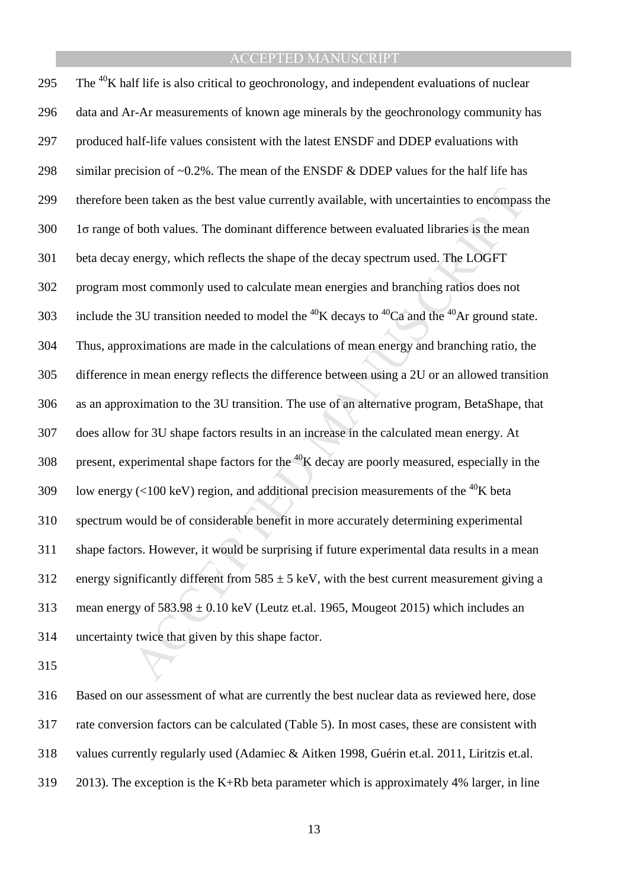The $^{40}$K half life is also critical to geochronology, and independent evaluations of nuclear data and Ar-Ar measurements of known age minerals by the geochronology community has produced half-life values consistent with the latest ENSDF and DDEP evaluations with similar precision of ~0.2%. The mean of the ENSDF & DDEP values for the half life has therefore been taken as the best value currently available, with uncertainties to encompass the 1σ range of both values. The dominant difference between evaluated libraries is the mean beta decay energy, which reflects the shape of the decay spectrum used. The LOGFT program most commonly used to calculate mean energies and branching ratios does not include the 3U transition needed to model the $^{40}$K decays to $^{40}$Ca and the $^{40}$Ar ground state. Thus, approximations are made in the calculations of mean energy and branching ratio, the difference in mean energy reflects the difference between using a 2U or an allowed transition as an approximation to the 3U transition. The use of an alternative program, BetaShape, that does allow for 3U shape factors results in an increase in the calculated mean energy. At present, experimental shape factors for the $^{40}$K decay are poorly measured, especially in the low energy (<100 keV) region, and additional precision measurements of the $^{40}$K beta spectrum would be of considerable benefit in more accurately determining experimental shape factors. However, it would be surprising if future experimental data results in a mean energy significantly different from $585 \pm 5$ keV, with the best current measurement giving a mean energy of $583.98 \pm 0.10$ keV (Leutz et.al. 1965, Mougeot 2015) which includes an uncertainty twice that given by this shape factor.

Based on our assessment of what are currently the best nuclear data as reviewed here, dose rate conversion factors can be calculated (Table 5). In most cases, these are consistent with values currently regularly used (Adamiec & Aitken 1998, Guérin et.al. 2011, Liritzis et.al. 2013). The exception is the K+Rb beta parameter which is approximately 4% larger, in line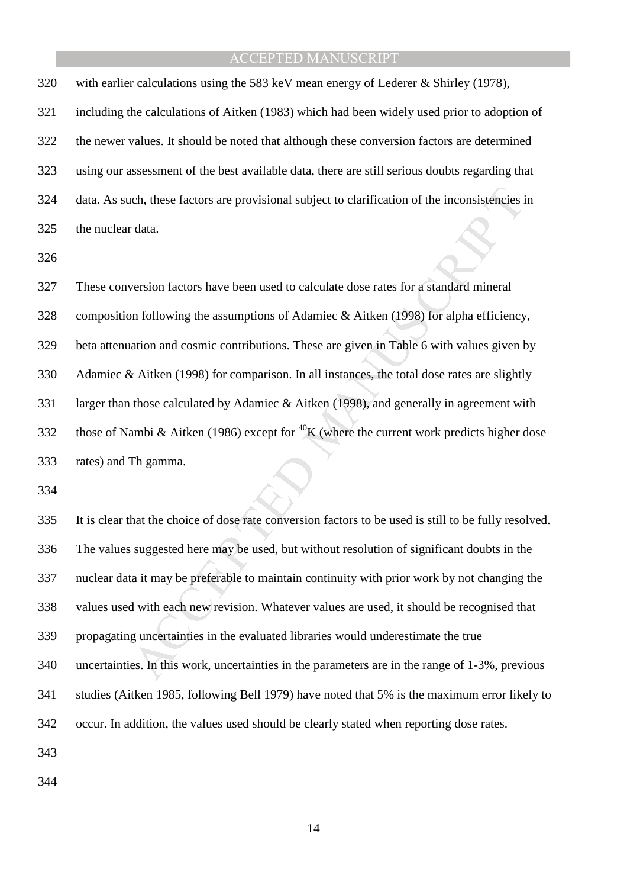with earlier calculations using the 583 keV mean energy of Lederer & Shirley (1978), including the calculations of Aitken (1983) which had been widely used prior to adoption of the newer values. It should be noted that although these conversion factors are determined using our assessment of the best available data, there are still serious doubts regarding that data. As such, these factors are provisional subject to clarification of the inconsistencies in the nuclear data.

These conversion factors have been used to calculate dose rates for a standard mineral composition following the assumptions of Adamiec & Aitken (1998) for alpha efficiency, beta attenuation and cosmic contributions. These are given in Table 6 with values given by Adamiec & Aitken (1998) for comparison. In all instances, the total dose rates are slightly larger than those calculated by Adamiec & Aitken (1998), and generally in agreement with those of Nambi & Aitken (1986) except for $^{40}K$ (where the current work predicts higher dose rates) and Th gamma.

It is clear that the choice of dose rate conversion factors to be used is still to be fully resolved. The values suggested here may be used, but without resolution of significant doubts in the nuclear data it may be preferable to maintain continuity with prior work by not changing the values used with each new revision. Whatever values are used, it should be recognised that propagating uncertainties in the evaluated libraries would underestimate the true uncertainties. In this work, uncertainties in the parameters are in the range of 1-3%, previous studies (Aitken 1985, following Bell 1979) have noted that 5% is the maximum error likely to occur. In addition, the values used should be clearly stated when reporting dose rates.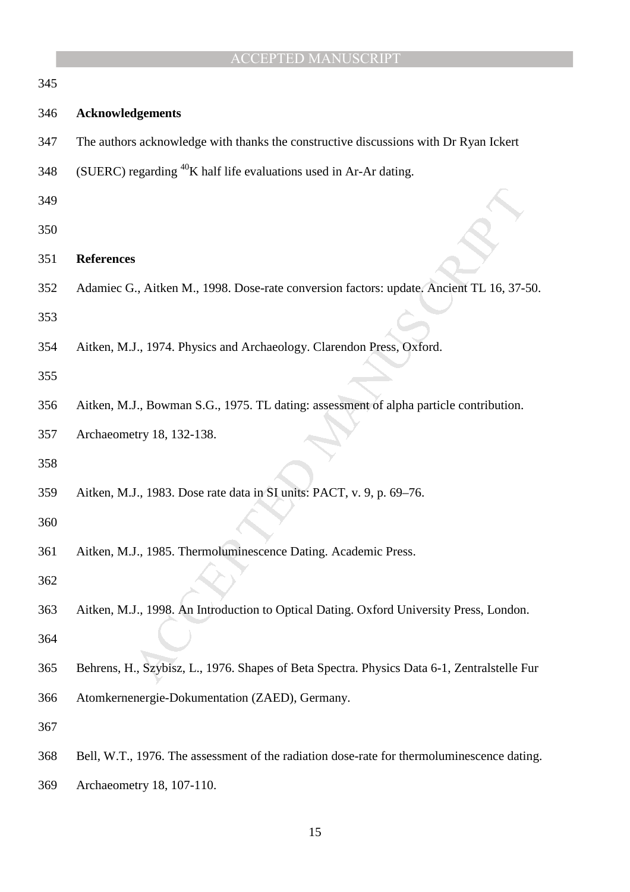## Acknowledgements

The authors acknowledge with thanks the constructive discussions with Dr Ryan Ickert (SUERC) regarding $^{40}K$ half life evaluations used in Ar-Ar dating.

## References

Adamiec G., Aitken M., 1998. Dose-rate conversion factors: update. Ancient TL 16, 37-50.

Aitken, M.J., 1974. Physics and Archaeology. Clarendon Press, Oxford.

Aitken, M.J., Bowman S.G., 1975. TL dating: assessment of alpha particle contribution. Archaeometry 18, 132-138.

Aitken, M.J., 1983. Dose rate data in SI units: PACT, v. 9, p. 69–76.

Aitken, M.J., 1985. Thermoluminescence Dating. Academic Press.

Aitken, M.J., 1998. An Introduction to Optical Dating. Oxford University Press, London.

Behrens, H., Szybisz, L., 1976. Shapes of Beta Spectra. Physics Data 6-1, Zentralstelle Fur Atomkernenergie-Dokumentation (ZAED), Germany.

Bell, W.T., 1976. The assessment of the radiation dose-rate for thermoluminescence dating. Archaeometry 18, 107-110.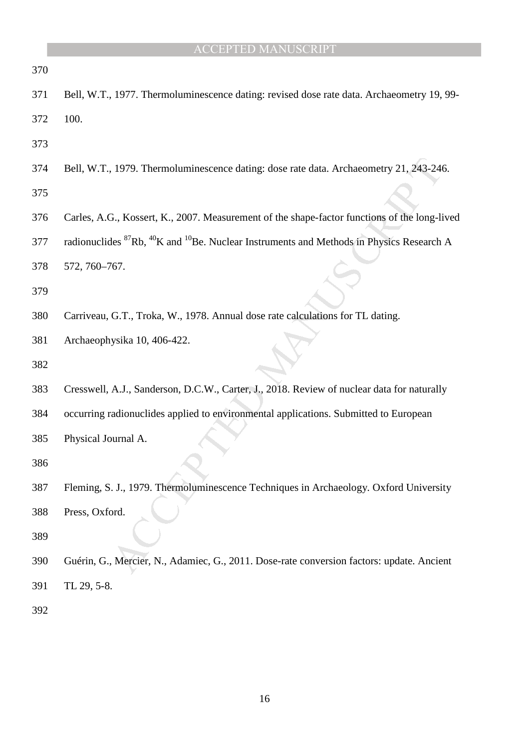Bell, W.T., 1977. Thermoluminescence dating: revised dose rate data. Archaeometry 19, 99-100.

Bell, W.T., 1979. Thermoluminescence dating: dose rate data. Archaeometry 21, 243-246.

Carles, A.G., Kossert, K., 2007. Measurement of the shape-factor functions of the long-lived radionuclides $^{87}$Rb, $^{40}$K and $^{10}$Be. Nuclear Instruments and Methods in Physics Research A 572, 760–767.

Carriveau, G.T., Troka, W., 1978. Annual dose rate calculations for TL dating. Archaeophysika 10, 406-422.

Cresswell, A.J., Sanderson, D.C.W., Carter, J., 2018. Review of nuclear data for naturally occurring radionuclides applied to environmental applications. Submitted to European Physical Journal A.

Fleming, S. J., 1979. Thermoluminescence Techniques in Archaeology. Oxford University Press, Oxford.

Guérin, G., Mercier, N., Adamiec, G., 2011. Dose-rate conversion factors: update. Ancient TL 29, 5-8.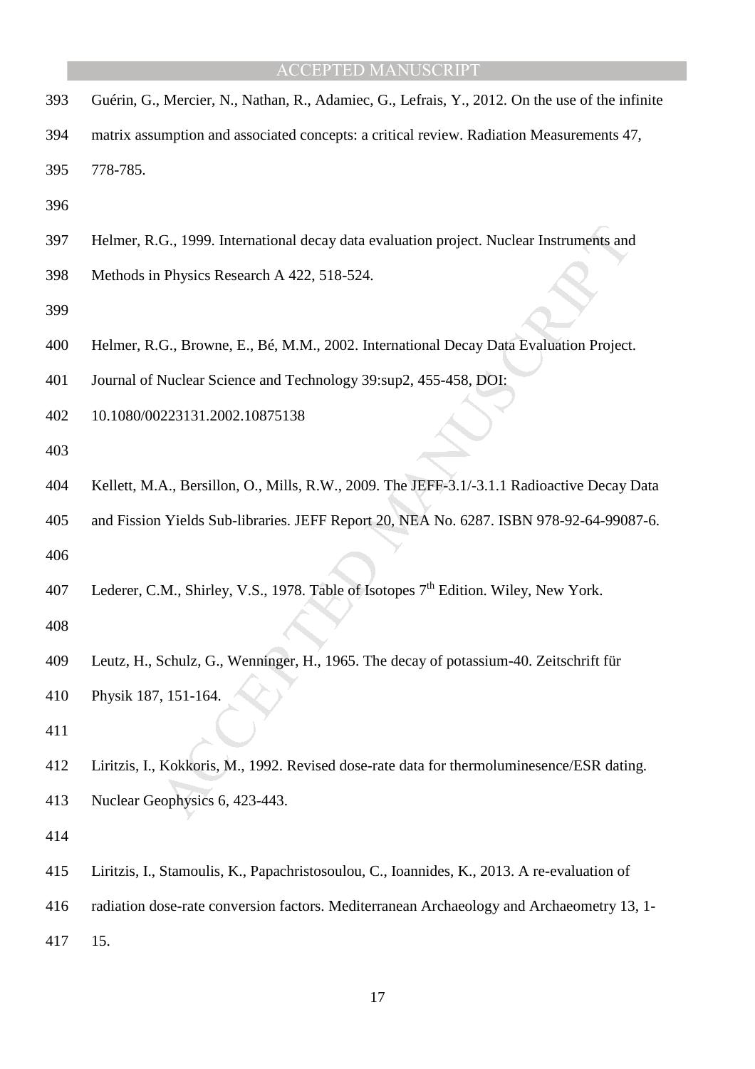Guérin, G., Mercier, N., Nathan, R., Adamiec, G., Lefrais, Y., 2012. On the use of the infinite matrix assumption and associated concepts: a critical review. Radiation Measurements 47, 778-785.

Helmer, R.G., 1999. International decay data evaluation project. Nuclear Instruments and Methods in Physics Research A 422, 518-524.

Helmer, R.G., Browne, E., Bé, M.M., 2002. International Decay Data Evaluation Project. Journal of Nuclear Science and Technology 39:sup2, 455-458, DOI: 10.1080/00223131.2002.10875138

Kellett, M.A., Bersillon, O., Mills, R.W., 2009. The JEFF-3.1/-3.1.1 Radioactive Decay Data and Fission Yields Sub-libraries. JEFF Report 20, NEA No. 6287. ISBN 978-92-64-99087-6.

Lederer, C.M., Shirley, V.S., 1978. Table of Isotopes 7th Edition. Wiley, New York.

Leutz, H., Schulz, G., Wenninger, H., 1965. The decay of potassium-40. Zeitschrift für Physik 187, 151-164.

Liritzis, I., Kokkoris, M., 1992. Revised dose-rate data for thermoluminesence/ESR dating. Nuclear Geophysics 6, 423-443.

Liritzis, I., Stamoulis, K., Papachristosoulou, C., Ioannides, K., 2013. A re-evaluation of radiation dose-rate conversion factors. Mediterranean Archaeology and Archaeometry 13, 1-15.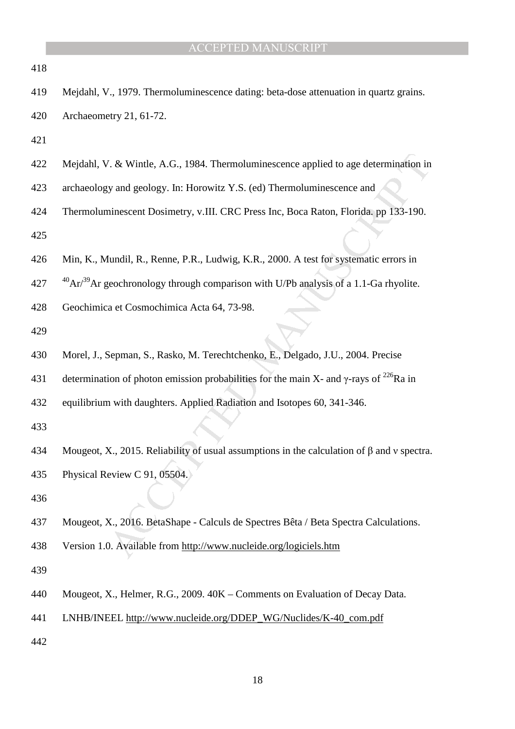Mejdahl, V., 1979. Thermoluminescence dating: beta-dose attenuation in quartz grains. Archaeometry 21, 61-72.

Mejdahl, V. & Wintle, A.G., 1984. Thermoluminescence applied to age determination in archaeology and geology. In: Horowitz Y.S. (ed) Thermoluminescence and Thermoluminescent Dosimetry, v.III. CRC Press Inc, Boca Raton, Florida. pp 133-190.

Min, K., Mundil, R., Renne, P.R., Ludwig, K.R., 2000. A test for systematic errors in $^{40}Ar/^{39}Ar$ geochronology through comparison with U/Pb analysis of a 1.1-Ga rhyolite. Geochimica et Cosmochimica Acta 64, 73-98.

Morel, J., Sepman, S., Rasko, M. Terechtchenko, E., Delgado, J.U., 2004. Precise determination of photon emission probabilities for the main X- and γ-rays of $^{226}Ra$ in equilibrium with daughters. Applied Radiation and Isotopes 60, 341-346.

Mougeot, X., 2015. Reliability of usual assumptions in the calculation of β and ν spectra. Physical Review C 91, 05504.

Mougeot, X., 2016. BetaShape - Calculs de Spectres Bêta / Beta Spectra Calculations. Version 1.0. Available from http://www.nucleide.org/logiciels.htm

Mougeot, X., Helmer, R.G., 2009. 40K – Comments on Evaluation of Decay Data. LNHB/INEEL http://www.nucleide.org/DDEP_WG/Nuclides/K-40_com.pdf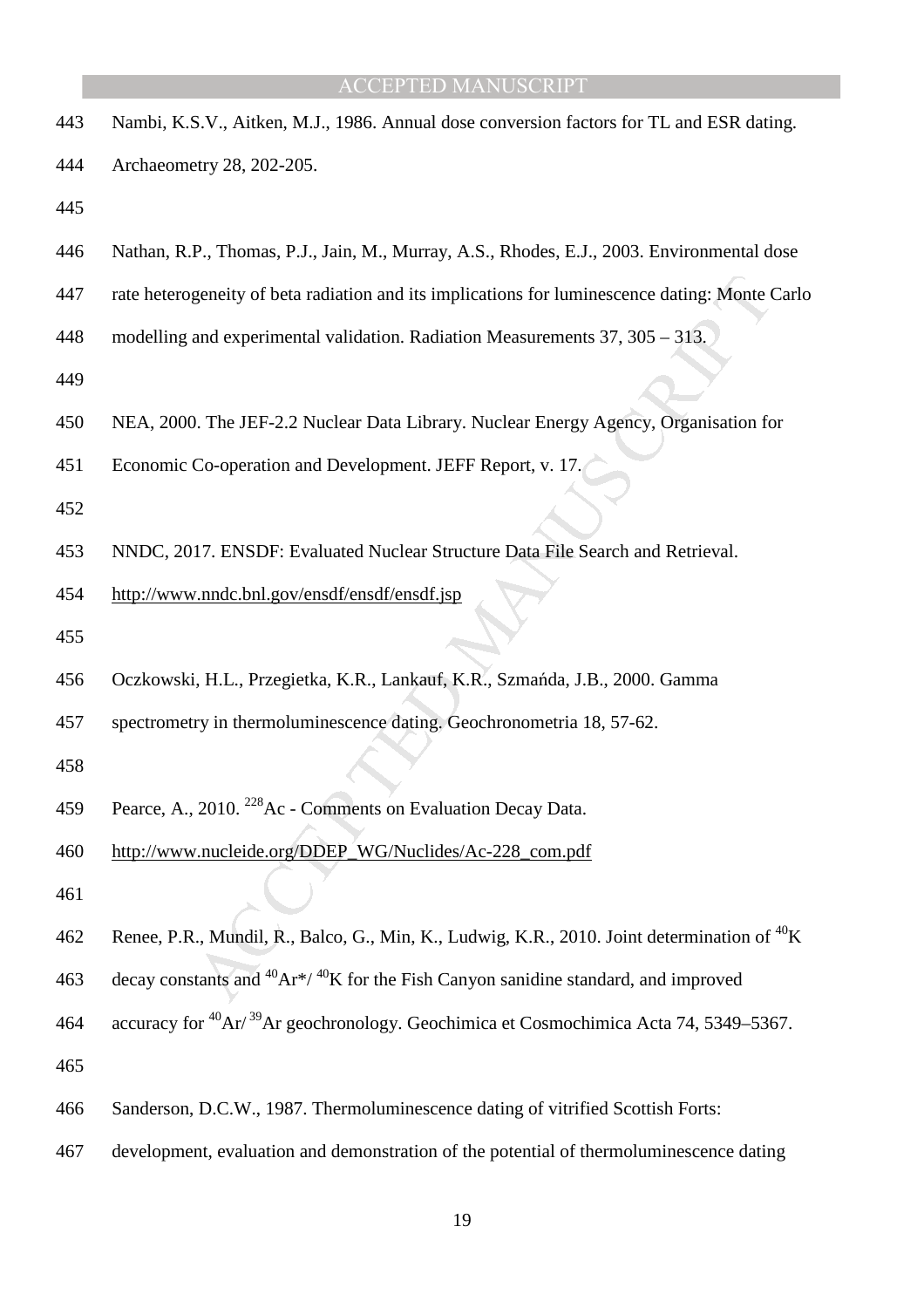Nambi, K.S.V., Aitken, M.J., 1986. Annual dose conversion factors for TL and ESR dating. Archaeometry 28, 202-205.

Nathan, R.P., Thomas, P.J., Jain, M., Murray, A.S., Rhodes, E.J., 2003. Environmental dose rate heterogeneity of beta radiation and its implications for luminescence dating: Monte Carlo modelling and experimental validation. Radiation Measurements 37, 305 – 313.

NEA, 2000. The JEF-2.2 Nuclear Data Library. Nuclear Energy Agency, Organisation for Economic Co-operation and Development. JEFF Report, v. 17.

NNDC, 2017. ENSDF: Evaluated Nuclear Structure Data File Search and Retrieval. http://www.nndc.bnl.gov/ensdf/ensdf.jsp

Oczkowski, H.L., Przegietka, K.R., Lankauf, K.R., Szmańda, J.B., 2000. Gamma spectrometry in thermoluminescence dating. Geochronometria 18, 57-62.

Pearce, A., 2010. $^{228}$Ac - Comments on Evaluation Decay Data. http://www.nucleide.org/DDEP_WG/Nuclides/Ac-228_com.pdf

Renee, P.R., Mundil, R., Balco, G., Min, K., Ludwig, K.R., 2010. Joint determination of $^{40}$K decay constants and $^{40}$Ar*/ $^{40}$K for the Fish Canyon sanidine standard, and improved accuracy for $^{40}$Ar/$^{39}$Ar geochronology. Geochimica et Cosmochimica Acta 74, 5349–5367.

Sanderson, D.C.W., 1987. Thermoluminescence dating of vitrified Scottish Forts: development, evaluation and demonstration of the potential of thermoluminescence dating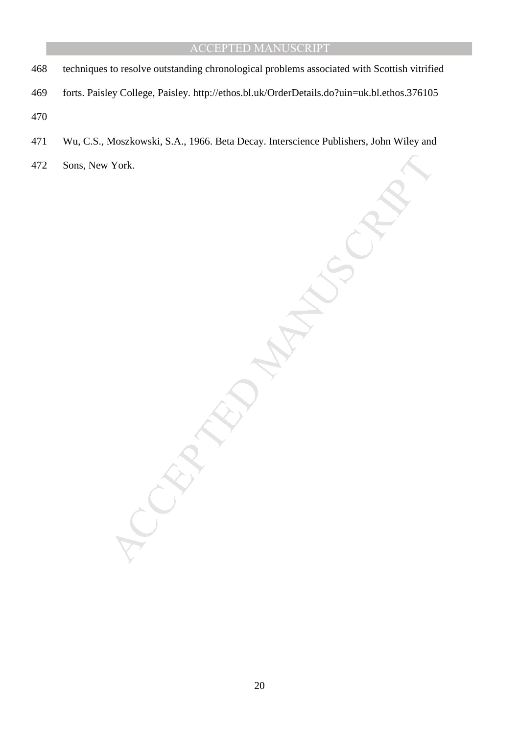techniques to resolve outstanding chronological problems associated with Scottish vitrified forts. Paisley College, Paisley. http://ethos.bl.uk/OrderDetails.do?uin=uk.bl.ethos.376105

Wu, C.S., Moszkowski, S.A., 1966. Beta Decay. Interscience Publishers, John Wiley and Sons, New York.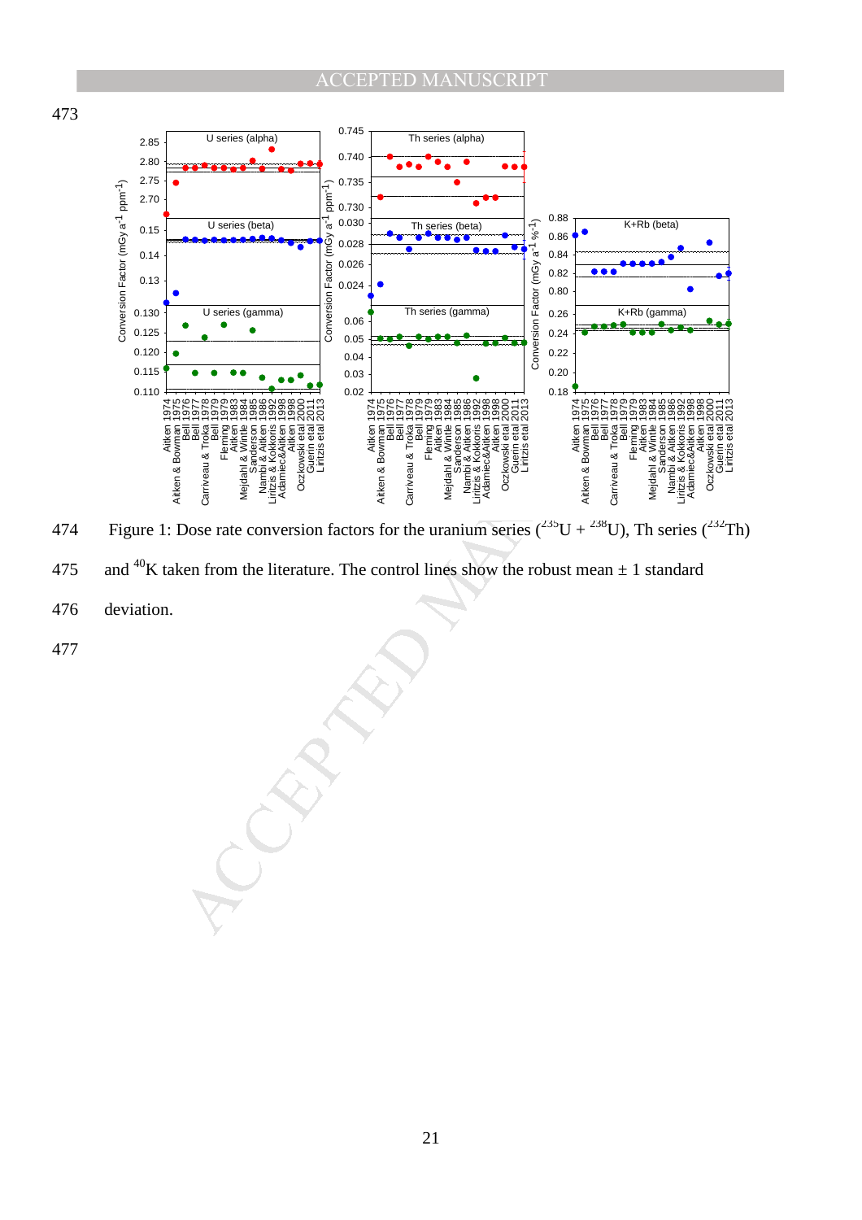Figure 1: Dose rate conversion factors for the uranium series ($^{235}U + ^{238}U$), Th series ($^{232}Th$) and $^{40}K$ taken from the literature. The control lines show the robust mean ± 1 standard deviation.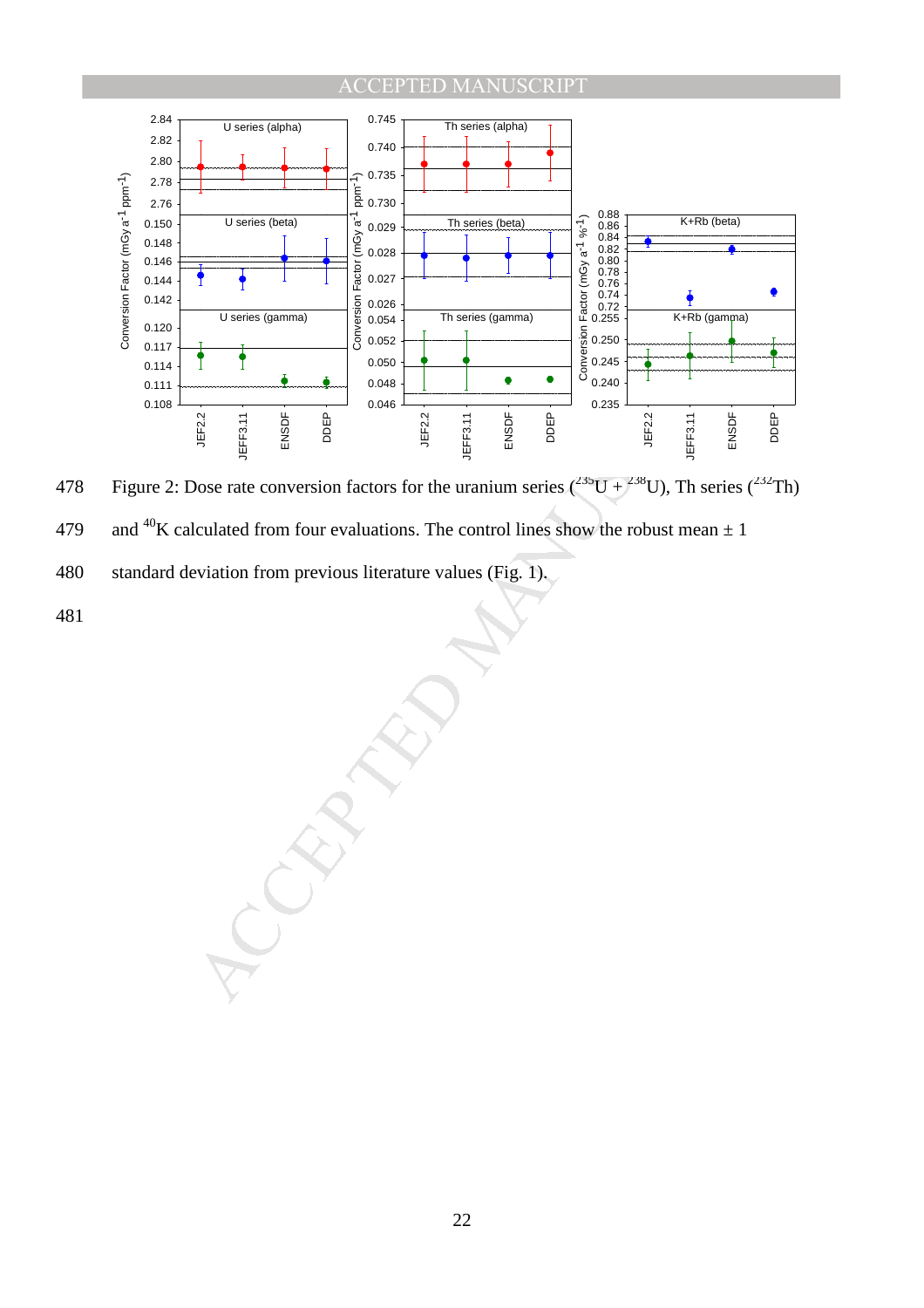Figure 2: Dose rate conversion factors for the uranium series ($^{235}$U + $^{238}$U), Th series ($^{232}$Th) and $^{40}$K calculated from four evaluations. The control lines show the robust mean ± 1 standard deviation from previous literature values (Fig. 1).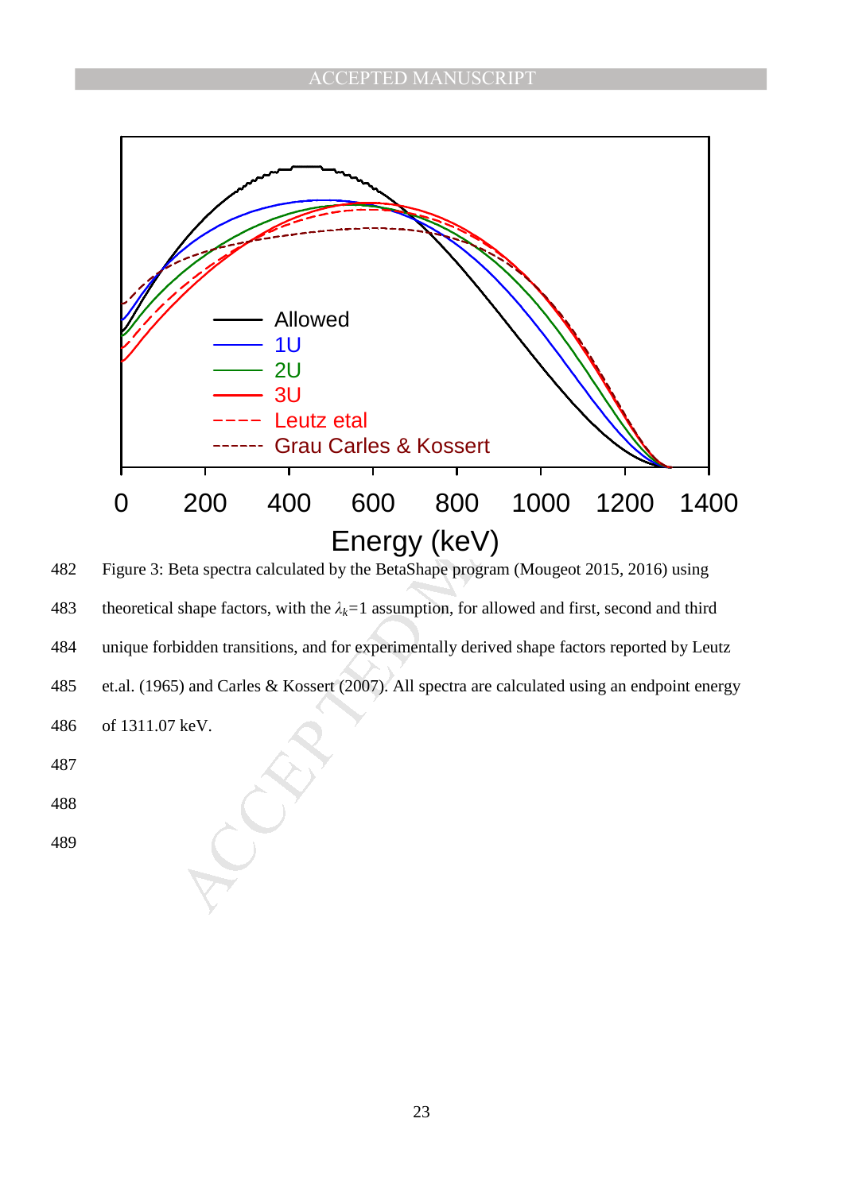Figure 3: Beta spectra calculated by the BetaShape program (Mougeot 2015, 2016) using theoretical shape factors, with the $\lambda_k$=1 assumption, for allowed and first, second and third unique forbidden transitions, and for experimentally derived shape factors reported by Leutz et.al. (1965) and Carles & Kossert (2007). All spectra are calculated using an endpoint energy of 1311.07 keV.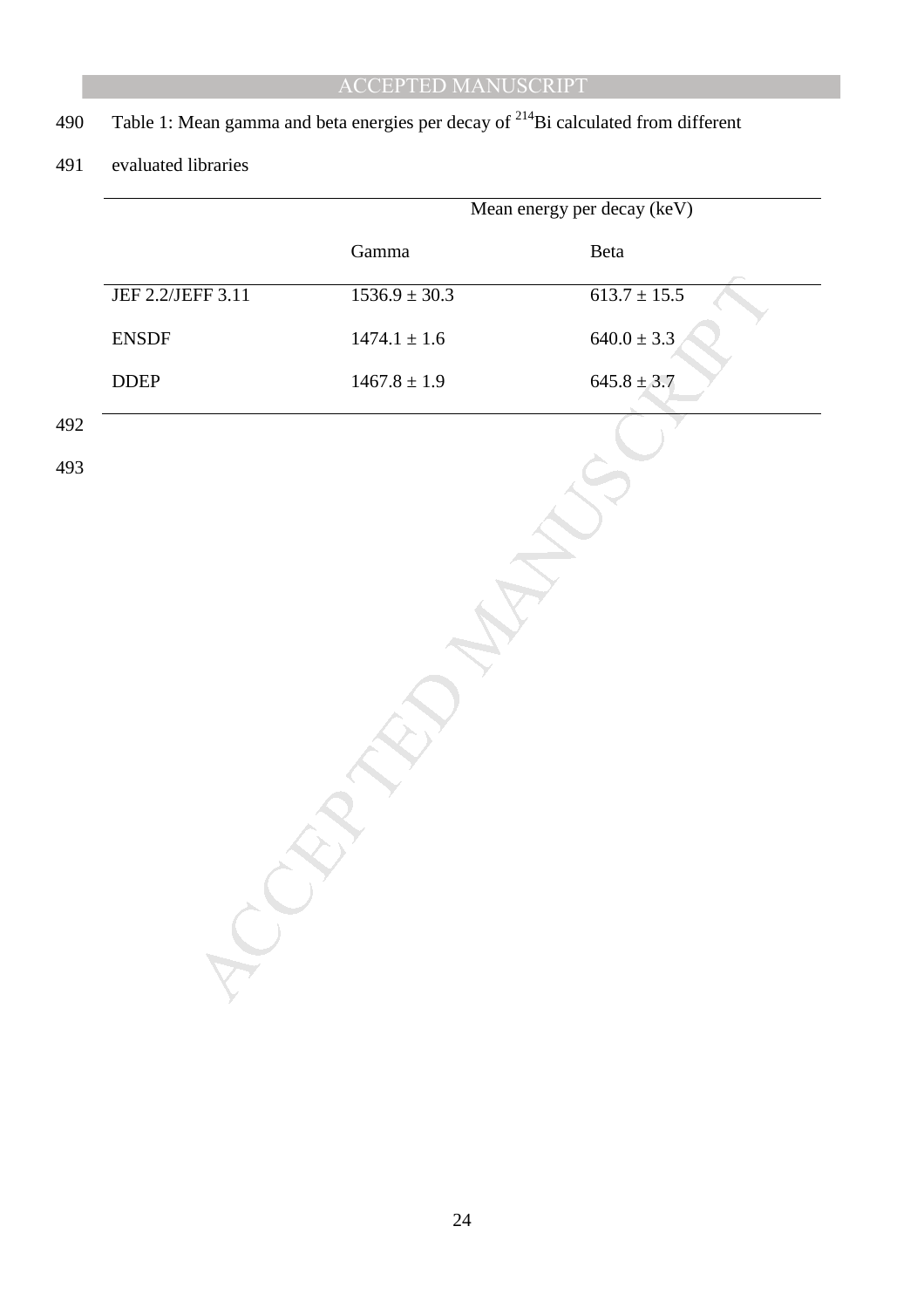Table 1: Mean gamma and beta energies per decay of $^{214}Bi$ calculated from different evaluated libraries

| | Mean energy per decay (keV) | |
|---|---|---|
| | Gamma | Beta |
| JEF 2.2/JEFF 3.11 | 1536.9 ± 30.3 | 613.7 ± 15.5 |
| ENSDF | 1474.1 ± 1.6 | 640.0 ± 3.3 |
| DDEP | 1467.8 ± 1.9 | 645.8 ± 3.7 |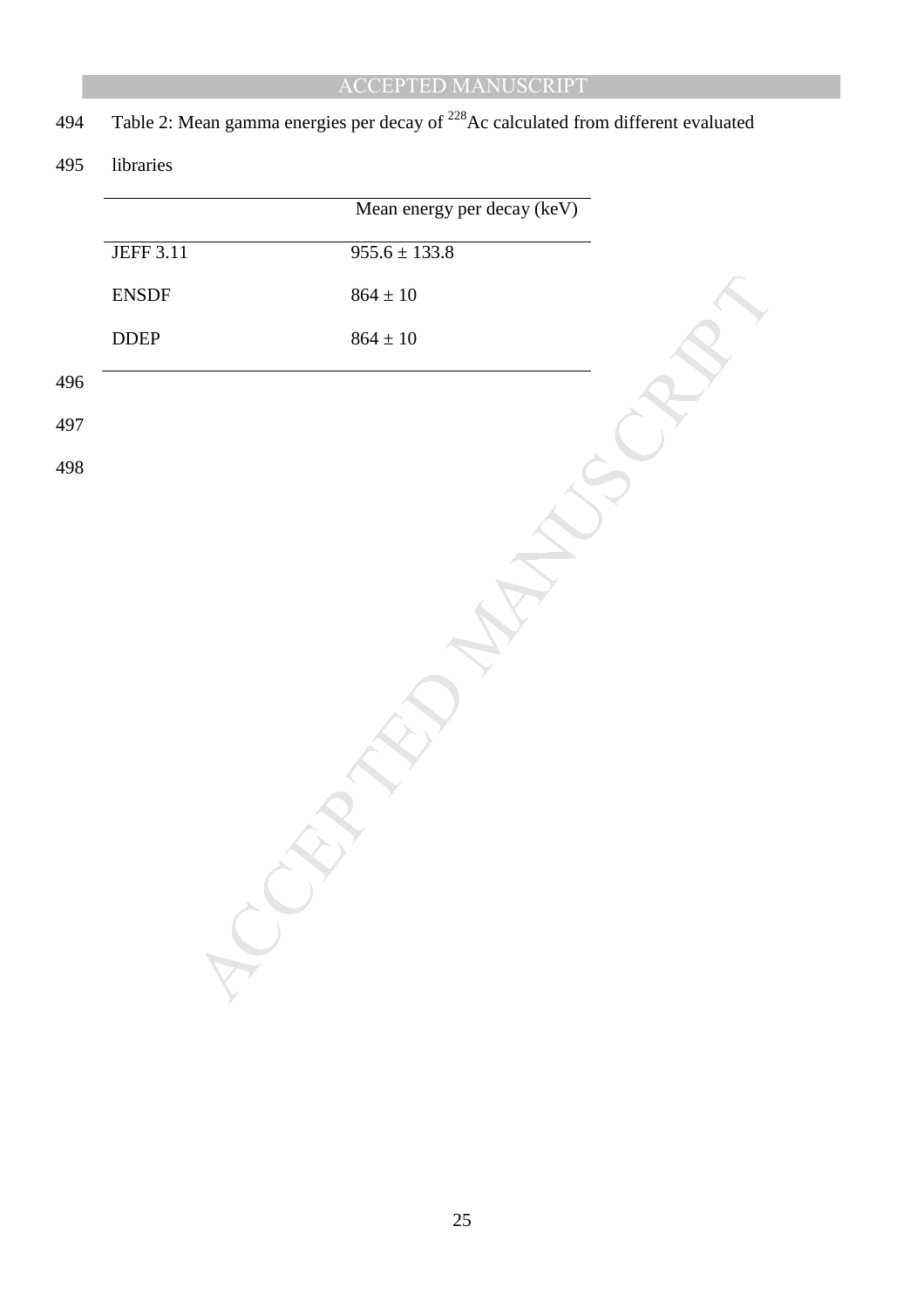Table 2: Mean gamma energies per decay of $^{228}$Ac calculated from different evaluated libraries

| | Mean energy per decay (keV) |
|---|---|
| JEFF 3.11 | $955.6 \pm 133.8$ |
| ENSDF | $864 \pm 10$ |
| DDEP | $864 \pm 10$ |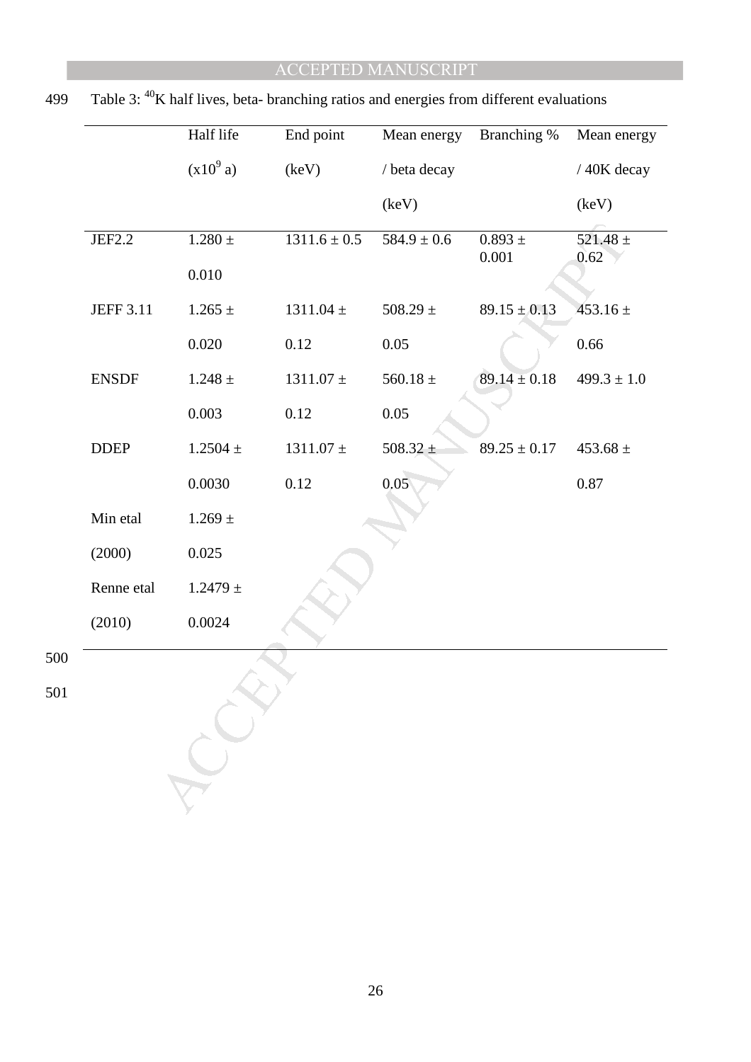Table 3: $^{40}$K half lives, beta- branching ratios and energies from different evaluations

| | Half life ($x10^9$ a) | End point (keV) | Mean energy / beta decay (keV) | Branching % | Mean energy / 40K decay (keV) |
|---|---|---|---|---|---|
| JEF2.2 | 1.280 ± 0.010 | 1311.6 ± 0.5 | 584.9 ± 0.6 | 0.893 ± 0.001 | 521.48 ± 0.62 |
| JEFF 3.11 | 1.265 ± 0.020 | 1311.04 ± 0.12 | 508.29 ± 0.05 | 89.15 ± 0.13 | 453.16 ± 0.66 |
| ENSDF | 1.248 ± 0.003 | 1311.07 ± 0.12 | 560.18 ± 0.05 | 89.14 ± 0.18 | 499.3 ± 1.0 |
| DDEP | 1.2504 ± 0.0030 | 1311.07 ± 0.12 | 508.32 ± 0.05 | 89.25 ± 0.17 | 453.68 ± 0.87 |
| Min etal (2000) | 1.269 ± 0.025 | | | | |
| Renne etal (2010) | 1.2479 ± 0.0024 | | | | |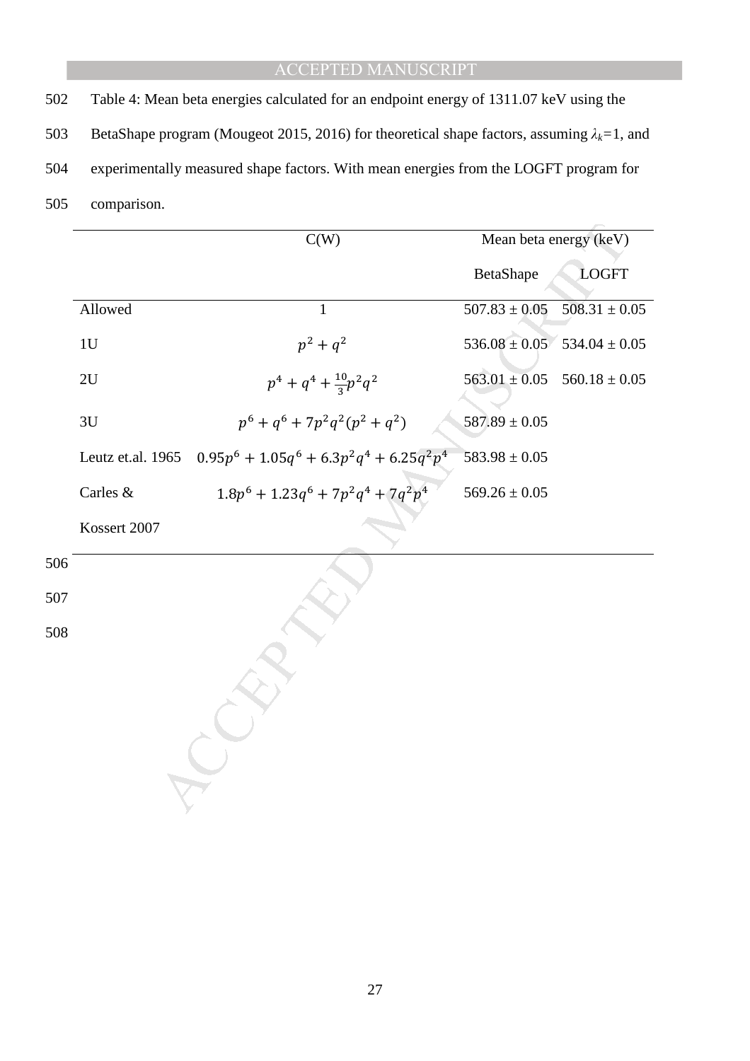Table 4: Mean beta energies calculated for an endpoint energy of 1311.07 keV using the BetaShape program (Mougeot 2015, 2016) for theoretical shape factors, assuming $\lambda_k$=1, and experimentally measured shape factors. With mean energies from the LOGFT program for comparison.

| | C(W) | Mean beta energy (keV) | |
|---|---|---|---|
| | | BetaShape | LOGFT |
| Allowed | 1 | 507.83 ± 0.05 | 508.31 ± 0.05 |
| 1U | $p^2 + q^2$ | 536.08 ± 0.05 | 534.04 ± 0.05 |
| 2U | $p^4 + q^4 + \frac{10}{3}p^2q^2$ | 563.01 ± 0.05 | 560.18 ± 0.05 |
| 3U | $p^6 + q^6 + 7p^2q^2(p^2 + q^2)$ | 587.89 ± 0.05 | |
| Leutz et.al. 1965 | $0.95p^6 + 1.05q^6 + 6.3p^2q^4 + 6.25q^2p^4$ | 583.98 ± 0.05 | |
| Carles & Kossert 2007 | $1.8p^6 + 1.23q^6 + 7p^2q^4 + 7q^2p^4$ | 569.26 ± 0.05 | |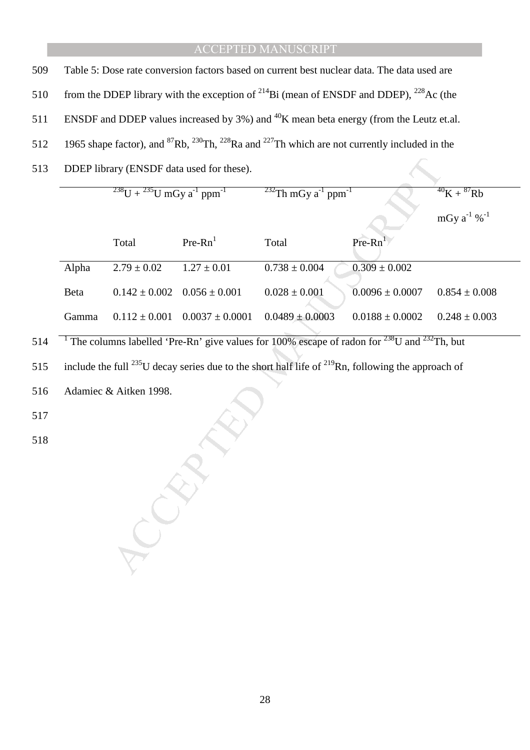Table 5: Dose rate conversion factors based on current best nuclear data. The data used are from the DDEP library with the exception of $^{214}$Bi (mean of ENSDF and DDEP), $^{228}$Ac (the ENSDF and DDEP values increased by 3%) and $^{40}$K mean beta energy (from the Leutz et.al. 1965 shape factor), and $^{87}$Rb, $^{230}$Th, $^{228}$Ra and $^{227}$Th which are not currently included in the DDEP library (ENSDF data used for these).

| | $^{238}$U + $^{235}$U mGy a$^{-1}$ ppm$^{-1}$ | | $^{232}$Th mGy a$^{-1}$ ppm$^{-1}$ | | $^{40}$K + $^{87}$Rb mGy a$^{-1}$ %$^{-1}$ |
|---|---|---|---|---|---|
| | Total | Pre-Rn[1] | Total | Pre-Rn[1] | |
| Alpha | 2.79 ± 0.02 | 1.27 ± 0.01 | 0.738 ± 0.004 | 0.309 ± 0.002 | |
| Beta | 0.142 ± 0.002 | 0.056 ± 0.001 | 0.028 ± 0.001 | 0.0096 ± 0.0007 | 0.854 ± 0.008 |
| Gamma | 0.112 ± 0.001 | 0.0037 ± 0.0001 | 0.0489 ± 0.0003 | 0.0188 ± 0.0002 | 0.248 ± 0.003 |

[1] The columns labelled 'Pre-Rn' give values for 100% escape of radon for $^{238}$U and $^{232}$Th, but include the full $^{235}$U decay series due to the short half life of $^{219}$Rn, following the approach of Adamiec & Aitken 1998.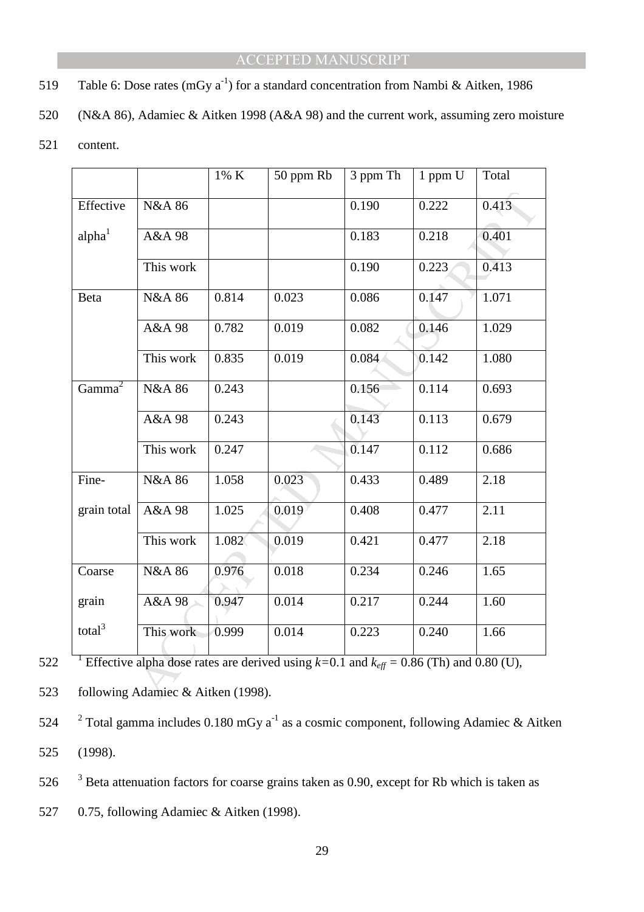Table 6: Dose rates (mGy $a^{-1}$) for a standard concentration from Nambi & Aitken, 1986 (N&A 86), Adamiec & Aitken 1998 (A&A 98) and the current work, assuming zero moisture content.

| | | 1% K | 50 ppm Rb | 3 ppm Th | 1 ppm U | Total |
|---|---|---|---|---|---|---|
| Effective alpha[1] | N&A 86 | | | 0.190 | 0.222 | 0.413 |
| | A&A 98 | | | 0.183 | 0.218 | 0.401 |
| | This work | | | 0.190 | 0.223 | 0.413 |
| Beta | N&A 86 | 0.814 | 0.023 | 0.086 | 0.147 | 1.071 |
| | A&A 98 | 0.782 | 0.019 | 0.082 | 0.146 | 1.029 |
| | This work | 0.835 | 0.019 | 0.084 | 0.142 | 1.080 |
| Gamma[2] | N&A 86 | 0.243 | | 0.156 | 0.114 | 0.693 |
| | A&A 98 | 0.243 | | 0.143 | 0.113 | 0.679 |
| | This work | 0.247 | | 0.147 | 0.112 | 0.686 |
| Fine-grain total | N&A 86 | 1.058 | 0.023 | 0.433 | 0.489 | 2.18 |
| | A&A 98 | 1.025 | 0.019 | 0.408 | 0.477 | 2.11 |
| | This work | 1.082 | 0.019 | 0.421 | 0.477 | 2.18 |
| Coarse grain total[3] | N&A 86 | 0.976 | 0.018 | 0.234 | 0.246 | 1.65 |
| | A&A 98 | 0.947 | 0.014 | 0.217 | 0.244 | 1.60 |
| | This work | 0.999 | 0.014 | 0.223 | 0.240 | 1.66 |

[1] Effective alpha dose rates are derived using $k$=0.1 and $k_{eff}$ = 0.86 (Th) and 0.80 (U), following Adamiec & Aitken (1998).

[2] Total gamma includes 0.180 mGy $a^{-1}$ as a cosmic component, following Adamiec & Aitken (1998).

[3] Beta attenuation factors for coarse grains taken as 0.90, except for Rb which is taken as 0.75, following Adamiec & Aitken (1998).